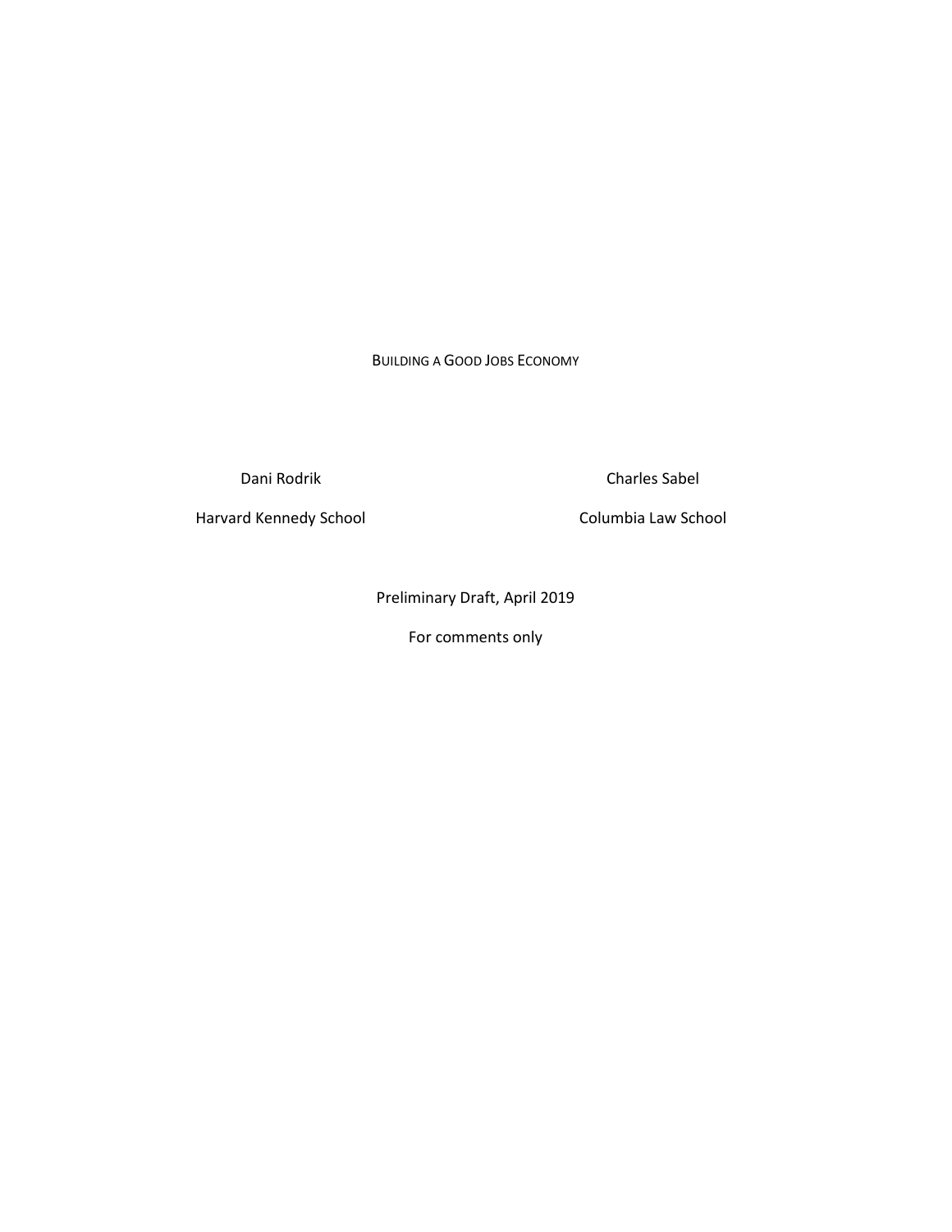# Building a Good Jobs Economy

Dani Rodrik
Harvard Kennedy School

Charles Sabel
Columbia Law School

Preliminary Draft, April 2019

For comments only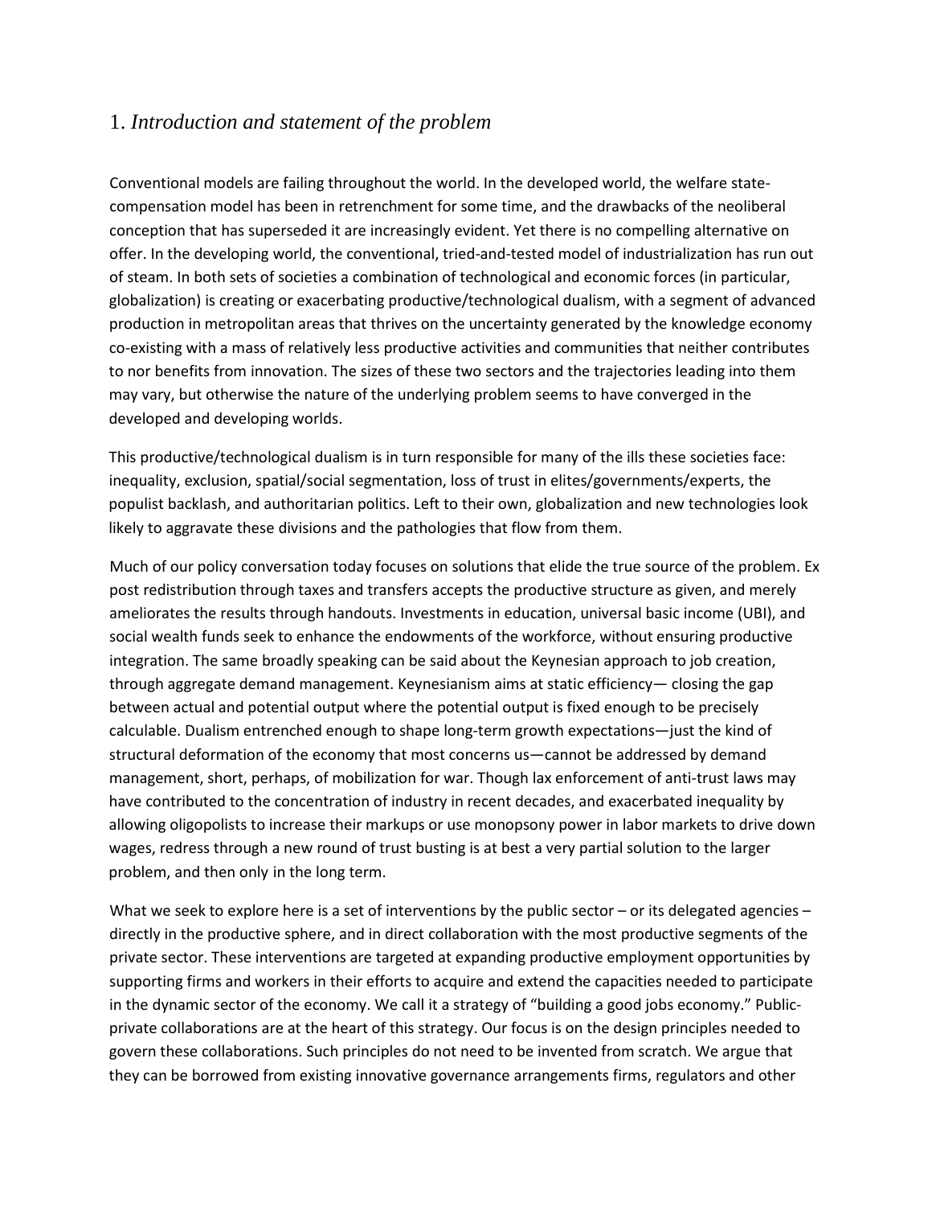## 1. *Introduction and statement of the problem*

Conventional models are failing throughout the world. In the developed world, the welfare state-compensation model has been in retrenchment for some time, and the drawbacks of the neoliberal conception that has superseded it are increasingly evident. Yet there is no compelling alternative on offer. In the developing world, the conventional, tried-and-tested model of industrialization has run out of steam. In both sets of societies a combination of technological and economic forces (in particular, globalization) is creating or exacerbating productive/technological dualism, with a segment of advanced production in metropolitan areas that thrives on the uncertainty generated by the knowledge economy co-existing with a mass of relatively less productive activities and communities that neither contributes to nor benefits from innovation. The sizes of these two sectors and the trajectories leading into them may vary, but otherwise the nature of the underlying problem seems to have converged in the developed and developing worlds.

This productive/technological dualism is in turn responsible for many of the ills these societies face: inequality, exclusion, spatial/social segmentation, loss of trust in elites/governments/experts, the populist backlash, and authoritarian politics. Left to their own, globalization and new technologies look likely to aggravate these divisions and the pathologies that flow from them.

Much of our policy conversation today focuses on solutions that elide the true source of the problem. Ex post redistribution through taxes and transfers accepts the productive structure as given, and merely ameliorates the results through handouts. Investments in education, universal basic income (UBI), and social wealth funds seek to enhance the endowments of the workforce, without ensuring productive integration. The same broadly speaking can be said about the Keynesian approach to job creation, through aggregate demand management. Keynesianism aims at static efficiency— closing the gap between actual and potential output where the potential output is fixed enough to be precisely calculable. Dualism entrenched enough to shape long-term growth expectations—just the kind of structural deformation of the economy that most concerns us—cannot be addressed by demand management, short, perhaps, of mobilization for war. Though lax enforcement of anti-trust laws may have contributed to the concentration of industry in recent decades, and exacerbated inequality by allowing oligopolists to increase their markups or use monopsony power in labor markets to drive down wages, redress through a new round of trust busting is at best a very partial solution to the larger problem, and then only in the long term.

What we seek to explore here is a set of interventions by the public sector – or its delegated agencies – directly in the productive sphere, and in direct collaboration with the most productive segments of the private sector. These interventions are targeted at expanding productive employment opportunities by supporting firms and workers in their efforts to acquire and extend the capacities needed to participate in the dynamic sector of the economy. We call it a strategy of "building a good jobs economy." Public-private collaborations are at the heart of this strategy. Our focus is on the design principles needed to govern these collaborations. Such principles do not need to be invented from scratch. We argue that they can be borrowed from existing innovative governance arrangements firms, regulators and other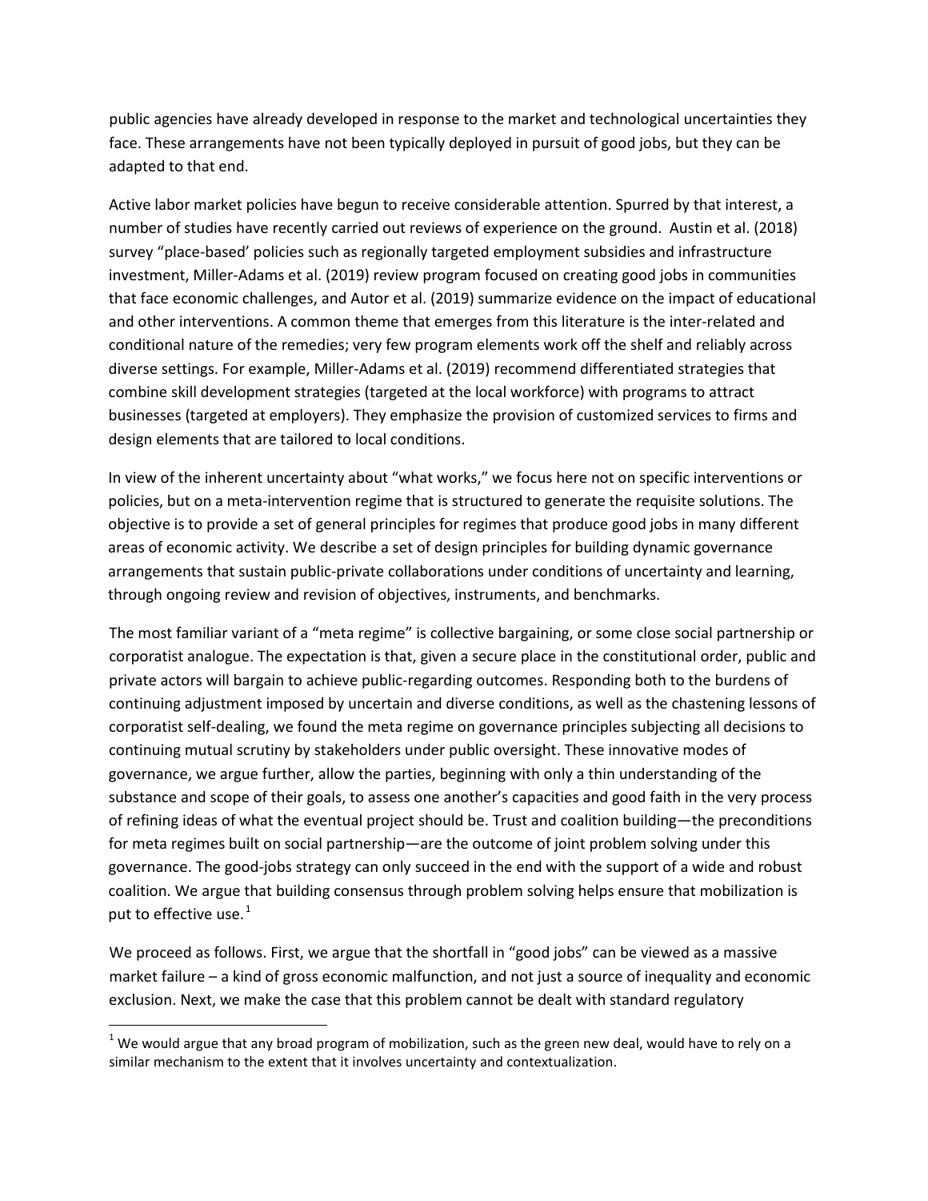public agencies have already developed in response to the market and technological uncertainties they face. These arrangements have not been typically deployed in pursuit of good jobs, but they can be adapted to that end.

Active labor market policies have begun to receive considerable attention. Spurred by that interest, a number of studies have recently carried out reviews of experience on the ground. Austin et al. (2018) survey "place-based' policies such as regionally targeted employment subsidies and infrastructure investment, Miller-Adams et al. (2019) review program focused on creating good jobs in communities that face economic challenges, and Autor et al. (2019) summarize evidence on the impact of educational and other interventions. A common theme that emerges from this literature is the inter-related and conditional nature of the remedies; very few program elements work off the shelf and reliably across diverse settings. For example, Miller-Adams et al. (2019) recommend differentiated strategies that combine skill development strategies (targeted at the local workforce) with programs to attract businesses (targeted at employers). They emphasize the provision of customized services to firms and design elements that are tailored to local conditions.

In view of the inherent uncertainty about "what works," we focus here not on specific interventions or policies, but on a meta-intervention regime that is structured to generate the requisite solutions. The objective is to provide a set of general principles for regimes that produce good jobs in many different areas of economic activity. We describe a set of design principles for building dynamic governance arrangements that sustain public-private collaborations under conditions of uncertainty and learning, through ongoing review and revision of objectives, instruments, and benchmarks.

The most familiar variant of a "meta regime" is collective bargaining, or some close social partnership or corporatist analogue. The expectation is that, given a secure place in the constitutional order, public and private actors will bargain to achieve public-regarding outcomes. Responding both to the burdens of continuing adjustment imposed by uncertain and diverse conditions, as well as the chastening lessons of corporatist self-dealing, we found the meta regime on governance principles subjecting all decisions to continuing mutual scrutiny by stakeholders under public oversight. These innovative modes of governance, we argue further, allow the parties, beginning with only a thin understanding of the substance and scope of their goals, to assess one another's capacities and good faith in the very process of refining ideas of what the eventual project should be. Trust and coalition building—the preconditions for meta regimes built on social partnership—are the outcome of joint problem solving under this governance. The good-jobs strategy can only succeed in the end with the support of a wide and robust coalition. We argue that building consensus through problem solving helps ensure that mobilization is put to effective use.[1]

We proceed as follows. First, we argue that the shortfall in "good jobs" can be viewed as a massive market failure – a kind of gross economic malfunction, and not just a source of inequality and economic exclusion. Next, we make the case that this problem cannot be dealt with standard regulatory

[1] We would argue that any broad program of mobilization, such as the green new deal, would have to rely on a similar mechanism to the extent that it involves uncertainty and contextualization.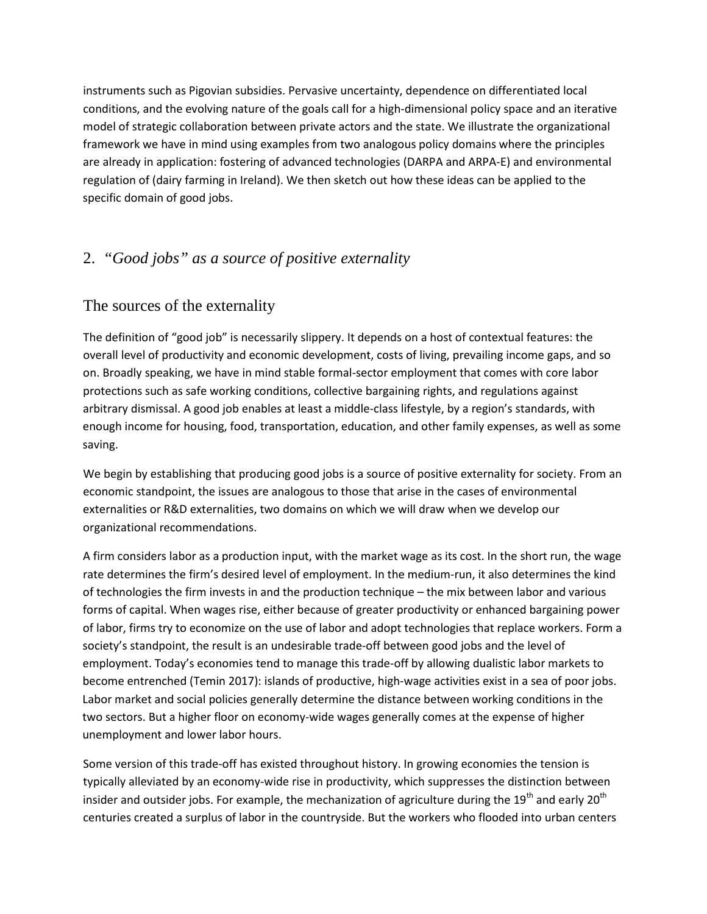instruments such as Pigovian subsidies. Pervasive uncertainty, dependence on differentiated local conditions, and the evolving nature of the goals call for a high-dimensional policy space and an iterative model of strategic collaboration between private actors and the state. We illustrate the organizational framework we have in mind using examples from two analogous policy domains where the principles are already in application: fostering of advanced technologies (DARPA and ARPA-E) and environmental regulation of (dairy farming in Ireland). We then sketch out how these ideas can be applied to the specific domain of good jobs.

## 2. *"Good jobs" as a source of positive externality*

### The sources of the externality

The definition of "good job" is necessarily slippery. It depends on a host of contextual features: the overall level of productivity and economic development, costs of living, prevailing income gaps, and so on. Broadly speaking, we have in mind stable formal-sector employment that comes with core labor protections such as safe working conditions, collective bargaining rights, and regulations against arbitrary dismissal. A good job enables at least a middle-class lifestyle, by a region's standards, with enough income for housing, food, transportation, education, and other family expenses, as well as some saving.

We begin by establishing that producing good jobs is a source of positive externality for society. From an economic standpoint, the issues are analogous to those that arise in the cases of environmental externalities or R&D externalities, two domains on which we will draw when we develop our organizational recommendations.

A firm considers labor as a production input, with the market wage as its cost. In the short run, the wage rate determines the firm's desired level of employment. In the medium-run, it also determines the kind of technologies the firm invests in and the production technique – the mix between labor and various forms of capital. When wages rise, either because of greater productivity or enhanced bargaining power of labor, firms try to economize on the use of labor and adopt technologies that replace workers. Form a society's standpoint, the result is an undesirable trade-off between good jobs and the level of employment. Today's economies tend to manage this trade-off by allowing dualistic labor markets to become entrenched (Temin 2017): islands of productive, high-wage activities exist in a sea of poor jobs. Labor market and social policies generally determine the distance between working conditions in the two sectors. But a higher floor on economy-wide wages generally comes at the expense of higher unemployment and lower labor hours.

Some version of this trade-off has existed throughout history. In growing economies the tension is typically alleviated by an economy-wide rise in productivity, which suppresses the distinction between insider and outsider jobs. For example, the mechanization of agriculture during the 19th and early 20th centuries created a surplus of labor in the countryside. But the workers who flooded into urban centers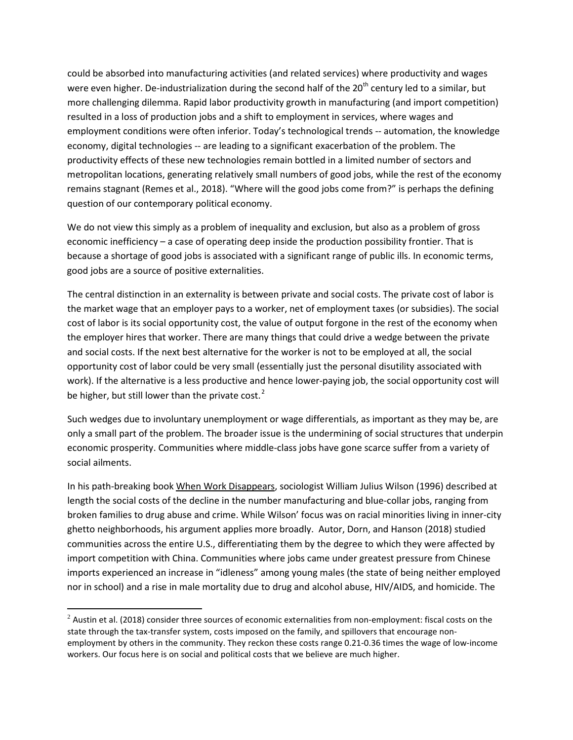could be absorbed into manufacturing activities (and related services) where productivity and wages were even higher. De-industrialization during the second half of the 20th century led to a similar, but more challenging dilemma. Rapid labor productivity growth in manufacturing (and import competition) resulted in a loss of production jobs and a shift to employment in services, where wages and employment conditions were often inferior. Today's technological trends -- automation, the knowledge economy, digital technologies -- are leading to a significant exacerbation of the problem. The productivity effects of these new technologies remain bottled in a limited number of sectors and metropolitan locations, generating relatively small numbers of good jobs, while the rest of the economy remains stagnant (Remes et al., 2018). "Where will the good jobs come from?" is perhaps the defining question of our contemporary political economy.

We do not view this simply as a problem of inequality and exclusion, but also as a problem of gross economic inefficiency – a case of operating deep inside the production possibility frontier. That is because a shortage of good jobs is associated with a significant range of public ills. In economic terms, good jobs are a source of positive externalities.

The central distinction in an externality is between private and social costs. The private cost of labor is the market wage that an employer pays to a worker, net of employment taxes (or subsidies). The social cost of labor is its social opportunity cost, the value of output forgone in the rest of the economy when the employer hires that worker. There are many things that could drive a wedge between the private and social costs. If the next best alternative for the worker is not to be employed at all, the social opportunity cost of labor could be very small (essentially just the personal disutility associated with work). If the alternative is a less productive and hence lower-paying job, the social opportunity cost will be higher, but still lower than the private cost.[2]

Such wedges due to involuntary unemployment or wage differentials, as important as they may be, are only a small part of the problem. The broader issue is the undermining of social structures that underpin economic prosperity. Communities where middle-class jobs have gone scarce suffer from a variety of social ailments.

In his path-breaking book When Work Disappears, sociologist William Julius Wilson (1996) described at length the social costs of the decline in the number manufacturing and blue-collar jobs, ranging from broken families to drug abuse and crime. While Wilson' focus was on racial minorities living in inner-city ghetto neighborhoods, his argument applies more broadly. Autor, Dorn, and Hanson (2018) studied communities across the entire U.S., differentiating them by the degree to which they were affected by import competition with China. Communities where jobs came under greatest pressure from Chinese imports experienced an increase in "idleness" among young males (the state of being neither employed nor in school) and a rise in male mortality due to drug and alcohol abuse, HIV/AIDS, and homicide. The

[2] Austin et al. (2018) consider three sources of economic externalities from non-employment: fiscal costs on the state through the tax-transfer system, costs imposed on the family, and spillovers that encourage non-employment by others in the community. They reckon these costs range 0.21-0.36 times the wage of low-income workers. Our focus here is on social and political costs that we believe are much higher.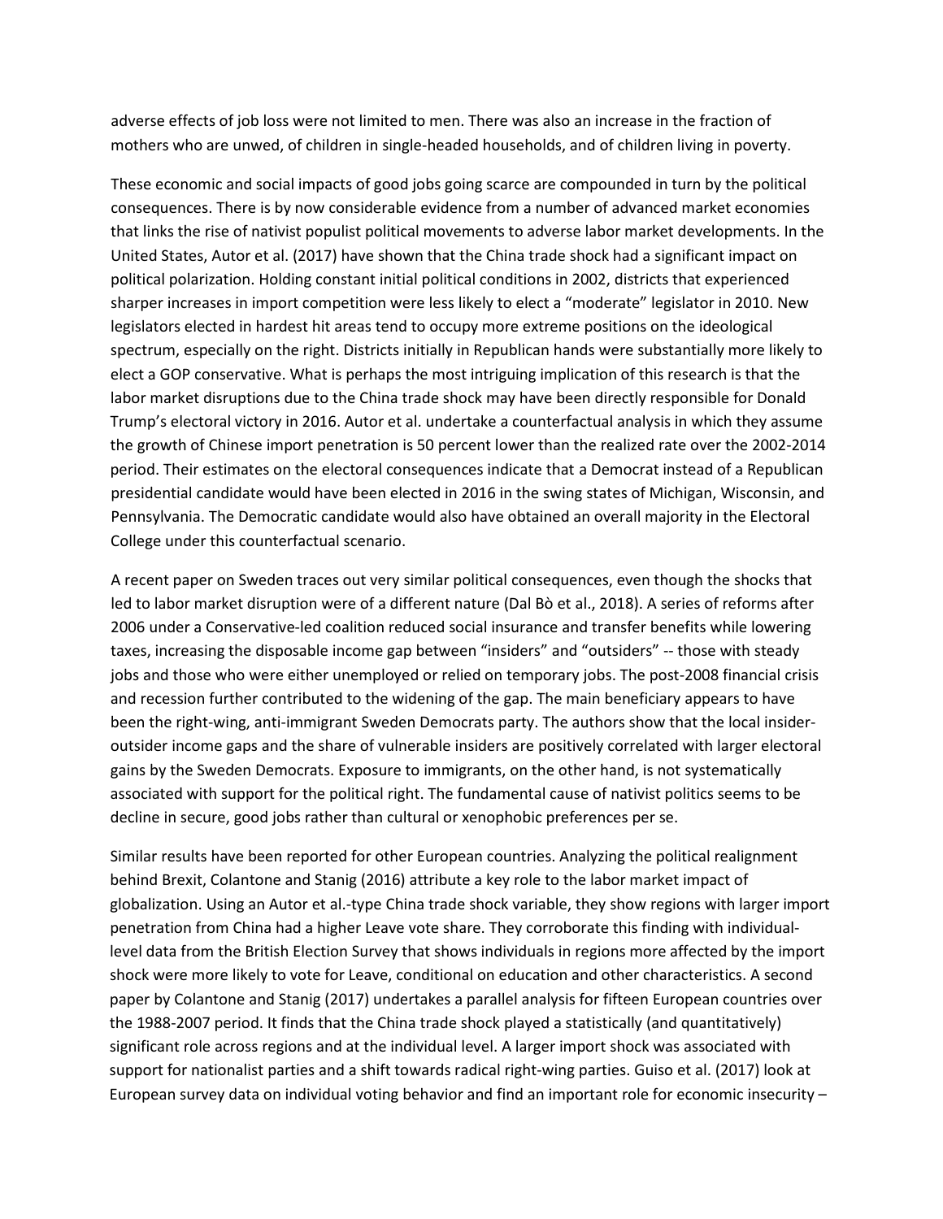adverse effects of job loss were not limited to men. There was also an increase in the fraction of mothers who are unwed, of children in single-headed households, and of children living in poverty.

These economic and social impacts of good jobs going scarce are compounded in turn by the political consequences. There is by now considerable evidence from a number of advanced market economies that links the rise of nativist populist political movements to adverse labor market developments. In the United States, Autor et al. (2017) have shown that the China trade shock had a significant impact on political polarization. Holding constant initial political conditions in 2002, districts that experienced sharper increases in import competition were less likely to elect a "moderate" legislator in 2010. New legislators elected in hardest hit areas tend to occupy more extreme positions on the ideological spectrum, especially on the right. Districts initially in Republican hands were substantially more likely to elect a GOP conservative. What is perhaps the most intriguing implication of this research is that the labor market disruptions due to the China trade shock may have been directly responsible for Donald Trump's electoral victory in 2016. Autor et al. undertake a counterfactual analysis in which they assume the growth of Chinese import penetration is 50 percent lower than the realized rate over the 2002-2014 period. Their estimates on the electoral consequences indicate that a Democrat instead of a Republican presidential candidate would have been elected in 2016 in the swing states of Michigan, Wisconsin, and Pennsylvania. The Democratic candidate would also have obtained an overall majority in the Electoral College under this counterfactual scenario.

A recent paper on Sweden traces out very similar political consequences, even though the shocks that led to labor market disruption were of a different nature (Dal Bò et al., 2018). A series of reforms after 2006 under a Conservative-led coalition reduced social insurance and transfer benefits while lowering taxes, increasing the disposable income gap between "insiders" and "outsiders" -- those with steady jobs and those who were either unemployed or relied on temporary jobs. The post-2008 financial crisis and recession further contributed to the widening of the gap. The main beneficiary appears to have been the right-wing, anti-immigrant Sweden Democrats party. The authors show that the local insider-outsider income gaps and the share of vulnerable insiders are positively correlated with larger electoral gains by the Sweden Democrats. Exposure to immigrants, on the other hand, is not systematically associated with support for the political right. The fundamental cause of nativist politics seems to be decline in secure, good jobs rather than cultural or xenophobic preferences per se.

Similar results have been reported for other European countries. Analyzing the political realignment behind Brexit, Colantone and Stanig (2016) attribute a key role to the labor market impact of globalization. Using an Autor et al.-type China trade shock variable, they show regions with larger import penetration from China had a higher Leave vote share. They corroborate this finding with individual-level data from the British Election Survey that shows individuals in regions more affected by the import shock were more likely to vote for Leave, conditional on education and other characteristics. A second paper by Colantone and Stanig (2017) undertakes a parallel analysis for fifteen European countries over the 1988-2007 period. It finds that the China trade shock played a statistically (and quantitatively) significant role across regions and at the individual level. A larger import shock was associated with support for nationalist parties and a shift towards radical right-wing parties. Guiso et al. (2017) look at European survey data on individual voting behavior and find an important role for economic insecurity –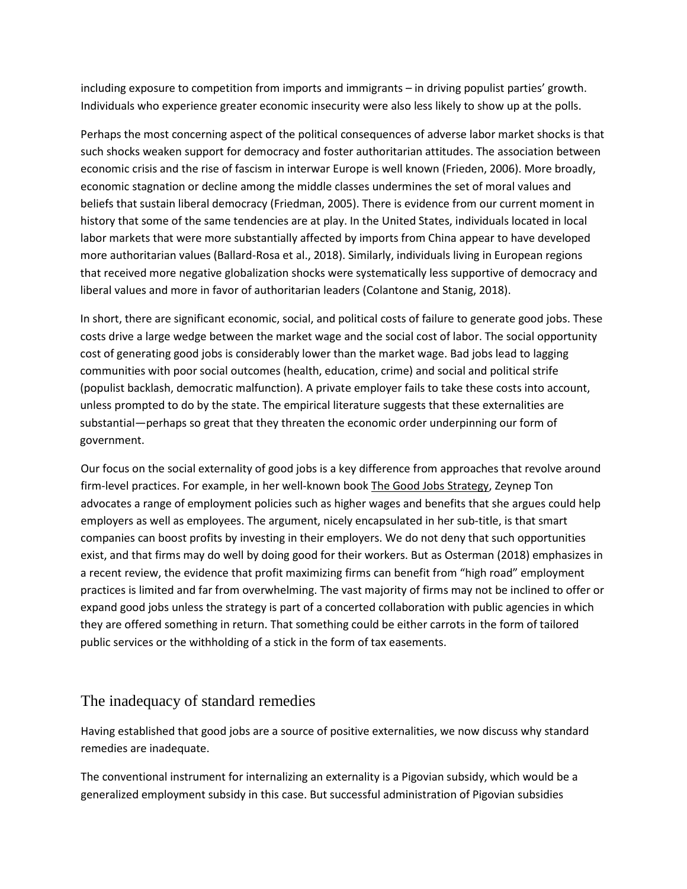including exposure to competition from imports and immigrants – in driving populist parties' growth. Individuals who experience greater economic insecurity were also less likely to show up at the polls.

Perhaps the most concerning aspect of the political consequences of adverse labor market shocks is that such shocks weaken support for democracy and foster authoritarian attitudes. The association between economic crisis and the rise of fascism in interwar Europe is well known (Frieden, 2006). More broadly, economic stagnation or decline among the middle classes undermines the set of moral values and beliefs that sustain liberal democracy (Friedman, 2005). There is evidence from our current moment in history that some of the same tendencies are at play. In the United States, individuals located in local labor markets that were more substantially affected by imports from China appear to have developed more authoritarian values (Ballard-Rosa et al., 2018). Similarly, individuals living in European regions that received more negative globalization shocks were systematically less supportive of democracy and liberal values and more in favor of authoritarian leaders (Colantone and Stanig, 2018).

In short, there are significant economic, social, and political costs of failure to generate good jobs. These costs drive a large wedge between the market wage and the social cost of labor. The social opportunity cost of generating good jobs is considerably lower than the market wage. Bad jobs lead to lagging communities with poor social outcomes (health, education, crime) and social and political strife (populist backlash, democratic malfunction). A private employer fails to take these costs into account, unless prompted to do by the state. The empirical literature suggests that these externalities are substantial—perhaps so great that they threaten the economic order underpinning our form of government.

Our focus on the social externality of good jobs is a key difference from approaches that revolve around firm-level practices. For example, in her well-known book The Good Jobs Strategy, Zeynep Ton advocates a range of employment policies such as higher wages and benefits that she argues could help employers as well as employees. The argument, nicely encapsulated in her sub-title, is that smart companies can boost profits by investing in their employers. We do not deny that such opportunities exist, and that firms may do well by doing good for their workers. But as Osterman (2018) emphasizes in a recent review, the evidence that profit maximizing firms can benefit from "high road" employment practices is limited and far from overwhelming. The vast majority of firms may not be inclined to offer or expand good jobs unless the strategy is part of a concerted collaboration with public agencies in which they are offered something in return. That something could be either carrots in the form of tailored public services or the withholding of a stick in the form of tax easements.

## The inadequacy of standard remedies

Having established that good jobs are a source of positive externalities, we now discuss why standard remedies are inadequate.

The conventional instrument for internalizing an externality is a Pigovian subsidy, which would be a generalized employment subsidy in this case. But successful administration of Pigovian subsidies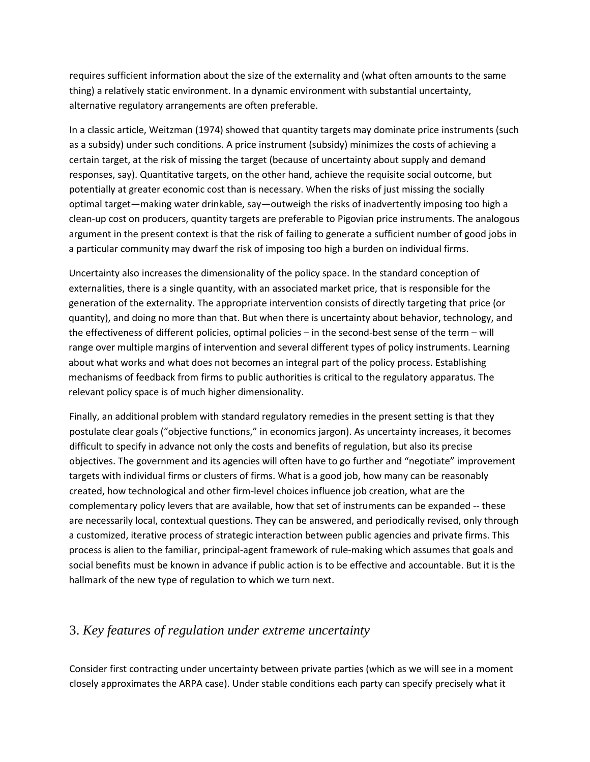requires sufficient information about the size of the externality and (what often amounts to the same thing) a relatively static environment. In a dynamic environment with substantial uncertainty, alternative regulatory arrangements are often preferable.

In a classic article, Weitzman (1974) showed that quantity targets may dominate price instruments (such as a subsidy) under such conditions. A price instrument (subsidy) minimizes the costs of achieving a certain target, at the risk of missing the target (because of uncertainty about supply and demand responses, say). Quantitative targets, on the other hand, achieve the requisite social outcome, but potentially at greater economic cost than is necessary. When the risks of just missing the socially optimal target—making water drinkable, say—outweigh the risks of inadvertently imposing too high a clean-up cost on producers, quantity targets are preferable to Pigovian price instruments. The analogous argument in the present context is that the risk of failing to generate a sufficient number of good jobs in a particular community may dwarf the risk of imposing too high a burden on individual firms.

Uncertainty also increases the dimensionality of the policy space. In the standard conception of externalities, there is a single quantity, with an associated market price, that is responsible for the generation of the externality. The appropriate intervention consists of directly targeting that price (or quantity), and doing no more than that. But when there is uncertainty about behavior, technology, and the effectiveness of different policies, optimal policies – in the second-best sense of the term – will range over multiple margins of intervention and several different types of policy instruments. Learning about what works and what does not becomes an integral part of the policy process. Establishing mechanisms of feedback from firms to public authorities is critical to the regulatory apparatus. The relevant policy space is of much higher dimensionality.

Finally, an additional problem with standard regulatory remedies in the present setting is that they postulate clear goals ("objective functions," in economics jargon). As uncertainty increases, it becomes difficult to specify in advance not only the costs and benefits of regulation, but also its precise objectives. The government and its agencies will often have to go further and "negotiate" improvement targets with individual firms or clusters of firms. What is a good job, how many can be reasonably created, how technological and other firm-level choices influence job creation, what are the complementary policy levers that are available, how that set of instruments can be expanded -- these are necessarily local, contextual questions. They can be answered, and periodically revised, only through a customized, iterative process of strategic interaction between public agencies and private firms. This process is alien to the familiar, principal-agent framework of rule-making which assumes that goals and social benefits must be known in advance if public action is to be effective and accountable. But it is the hallmark of the new type of regulation to which we turn next.

## 3. *Key features of regulation under extreme uncertainty*

Consider first contracting under uncertainty between private parties (which as we will see in a moment closely approximates the ARPA case). Under stable conditions each party can specify precisely what it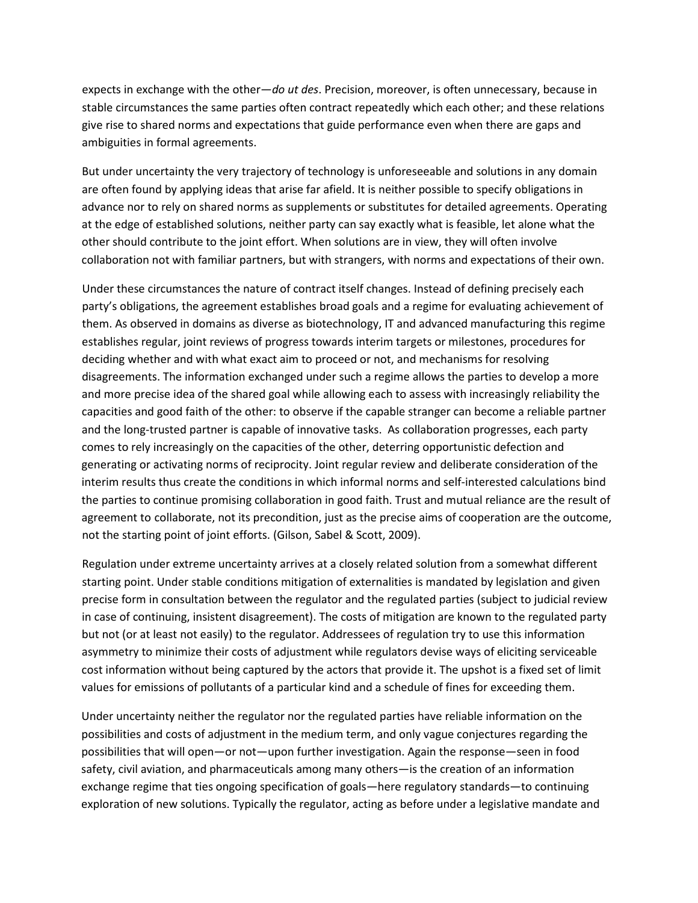expects in exchange with the other—*do ut des*. Precision, moreover, is often unnecessary, because in stable circumstances the same parties often contract repeatedly which each other; and these relations give rise to shared norms and expectations that guide performance even when there are gaps and ambiguities in formal agreements.

But under uncertainty the very trajectory of technology is unforeseeable and solutions in any domain are often found by applying ideas that arise far afield. It is neither possible to specify obligations in advance nor to rely on shared norms as supplements or substitutes for detailed agreements. Operating at the edge of established solutions, neither party can say exactly what is feasible, let alone what the other should contribute to the joint effort. When solutions are in view, they will often involve collaboration not with familiar partners, but with strangers, with norms and expectations of their own.

Under these circumstances the nature of contract itself changes. Instead of defining precisely each party's obligations, the agreement establishes broad goals and a regime for evaluating achievement of them. As observed in domains as diverse as biotechnology, IT and advanced manufacturing this regime establishes regular, joint reviews of progress towards interim targets or milestones, procedures for deciding whether and with what exact aim to proceed or not, and mechanisms for resolving disagreements. The information exchanged under such a regime allows the parties to develop a more and more precise idea of the shared goal while allowing each to assess with increasingly reliability the capacities and good faith of the other: to observe if the capable stranger can become a reliable partner and the long-trusted partner is capable of innovative tasks. As collaboration progresses, each party comes to rely increasingly on the capacities of the other, deterring opportunistic defection and generating or activating norms of reciprocity. Joint regular review and deliberate consideration of the interim results thus create the conditions in which informal norms and self-interested calculations bind the parties to continue promising collaboration in good faith. Trust and mutual reliance are the result of agreement to collaborate, not its precondition, just as the precise aims of cooperation are the outcome, not the starting point of joint efforts. (Gilson, Sabel & Scott, 2009).

Regulation under extreme uncertainty arrives at a closely related solution from a somewhat different starting point. Under stable conditions mitigation of externalities is mandated by legislation and given precise form in consultation between the regulator and the regulated parties (subject to judicial review in case of continuing, insistent disagreement). The costs of mitigation are known to the regulated party but not (or at least not easily) to the regulator. Addressees of regulation try to use this information asymmetry to minimize their costs of adjustment while regulators devise ways of eliciting serviceable cost information without being captured by the actors that provide it. The upshot is a fixed set of limit values for emissions of pollutants of a particular kind and a schedule of fines for exceeding them.

Under uncertainty neither the regulator nor the regulated parties have reliable information on the possibilities and costs of adjustment in the medium term, and only vague conjectures regarding the possibilities that will open—or not—upon further investigation. Again the response—seen in food safety, civil aviation, and pharmaceuticals among many others—is the creation of an information exchange regime that ties ongoing specification of goals—here regulatory standards—to continuing exploration of new solutions. Typically the regulator, acting as before under a legislative mandate and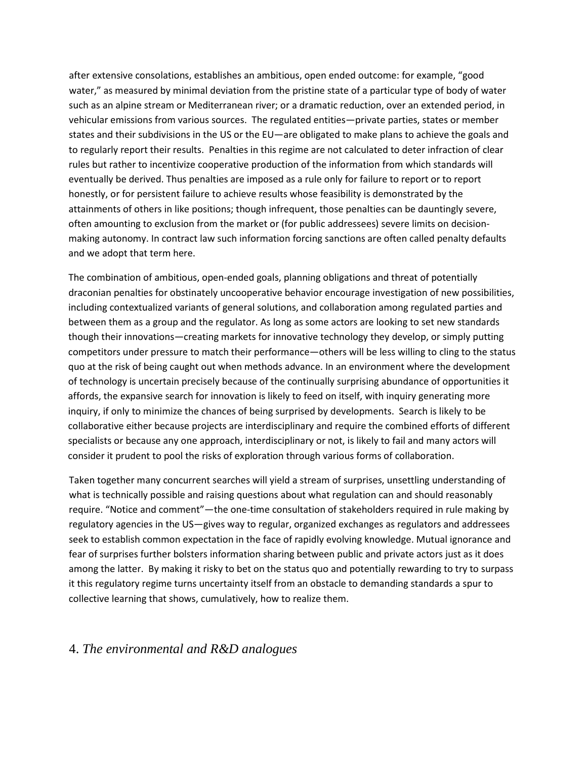after extensive consolations, establishes an ambitious, open ended outcome: for example, "good water," as measured by minimal deviation from the pristine state of a particular type of body of water such as an alpine stream or Mediterranean river; or a dramatic reduction, over an extended period, in vehicular emissions from various sources. The regulated entities—private parties, states or member states and their subdivisions in the US or the EU—are obligated to make plans to achieve the goals and to regularly report their results. Penalties in this regime are not calculated to deter infraction of clear rules but rather to incentivize cooperative production of the information from which standards will eventually be derived. Thus penalties are imposed as a rule only for failure to report or to report honestly, or for persistent failure to achieve results whose feasibility is demonstrated by the attainments of others in like positions; though infrequent, those penalties can be dauntingly severe, often amounting to exclusion from the market or (for public addressees) severe limits on decision-making autonomy. In contract law such information forcing sanctions are often called penalty defaults and we adopt that term here.

The combination of ambitious, open-ended goals, planning obligations and threat of potentially draconian penalties for obstinately uncooperative behavior encourage investigation of new possibilities, including contextualized variants of general solutions, and collaboration among regulated parties and between them as a group and the regulator. As long as some actors are looking to set new standards though their innovations—creating markets for innovative technology they develop, or simply putting competitors under pressure to match their performance—others will be less willing to cling to the status quo at the risk of being caught out when methods advance. In an environment where the development of technology is uncertain precisely because of the continually surprising abundance of opportunities it affords, the expansive search for innovation is likely to feed on itself, with inquiry generating more inquiry, if only to minimize the chances of being surprised by developments. Search is likely to be collaborative either because projects are interdisciplinary and require the combined efforts of different specialists or because any one approach, interdisciplinary or not, is likely to fail and many actors will consider it prudent to pool the risks of exploration through various forms of collaboration.

Taken together many concurrent searches will yield a stream of surprises, unsettling understanding of what is technically possible and raising questions about what regulation can and should reasonably require. "Notice and comment"—the one-time consultation of stakeholders required in rule making by regulatory agencies in the US—gives way to regular, organized exchanges as regulators and addressees seek to establish common expectation in the face of rapidly evolving knowledge. Mutual ignorance and fear of surprises further bolsters information sharing between public and private actors just as it does among the latter. By making it risky to bet on the status quo and potentially rewarding to try to surpass it this regulatory regime turns uncertainty itself from an obstacle to demanding standards a spur to collective learning that shows, cumulatively, how to realize them.

## 4. *The environmental and R&D analogues*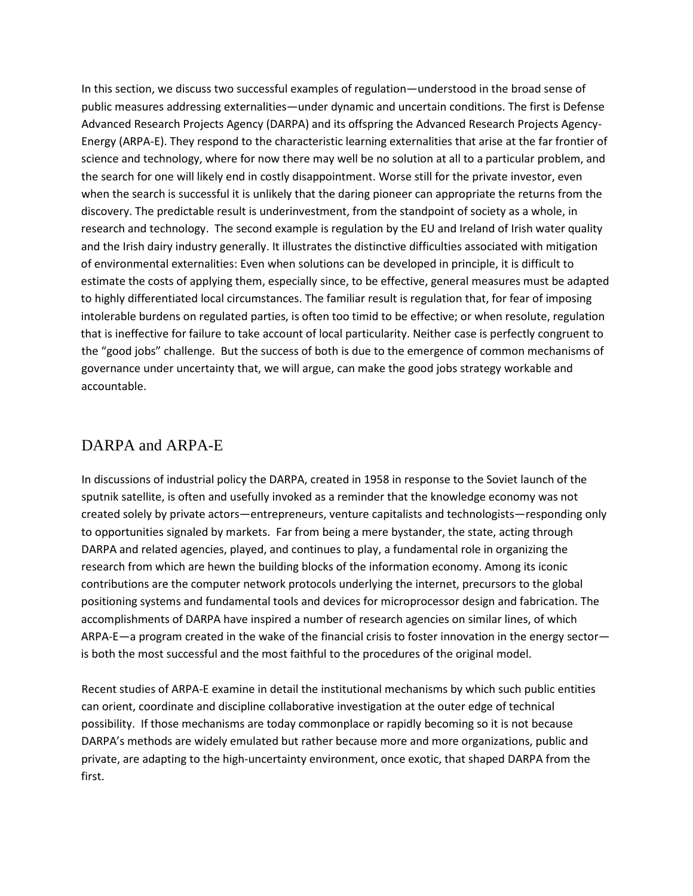In this section, we discuss two successful examples of regulation—understood in the broad sense of public measures addressing externalities—under dynamic and uncertain conditions. The first is Defense Advanced Research Projects Agency (DARPA) and its offspring the Advanced Research Projects Agency-Energy (ARPA-E). They respond to the characteristic learning externalities that arise at the far frontier of science and technology, where for now there may well be no solution at all to a particular problem, and the search for one will likely end in costly disappointment. Worse still for the private investor, even when the search is successful it is unlikely that the daring pioneer can appropriate the returns from the discovery. The predictable result is underinvestment, from the standpoint of society as a whole, in research and technology. The second example is regulation by the EU and Ireland of Irish water quality and the Irish dairy industry generally. It illustrates the distinctive difficulties associated with mitigation of environmental externalities: Even when solutions can be developed in principle, it is difficult to estimate the costs of applying them, especially since, to be effective, general measures must be adapted to highly differentiated local circumstances. The familiar result is regulation that, for fear of imposing intolerable burdens on regulated parties, is often too timid to be effective; or when resolute, regulation that is ineffective for failure to take account of local particularity. Neither case is perfectly congruent to the "good jobs" challenge. But the success of both is due to the emergence of common mechanisms of governance under uncertainty that, we will argue, can make the good jobs strategy workable and accountable.

## DARPA and ARPA-E

In discussions of industrial policy the DARPA, created in 1958 in response to the Soviet launch of the sputnik satellite, is often and usefully invoked as a reminder that the knowledge economy was not created solely by private actors—entrepreneurs, venture capitalists and technologists—responding only to opportunities signaled by markets. Far from being a mere bystander, the state, acting through DARPA and related agencies, played, and continues to play, a fundamental role in organizing the research from which are hewn the building blocks of the information economy. Among its iconic contributions are the computer network protocols underlying the internet, precursors to the global positioning systems and fundamental tools and devices for microprocessor design and fabrication. The accomplishments of DARPA have inspired a number of research agencies on similar lines, of which ARPA-E—a program created in the wake of the financial crisis to foster innovation in the energy sector—is both the most successful and the most faithful to the procedures of the original model.

Recent studies of ARPA-E examine in detail the institutional mechanisms by which such public entities can orient, coordinate and discipline collaborative investigation at the outer edge of technical possibility. If those mechanisms are today commonplace or rapidly becoming so it is not because DARPA's methods are widely emulated but rather because more and more organizations, public and private, are adapting to the high-uncertainty environment, once exotic, that shaped DARPA from the first.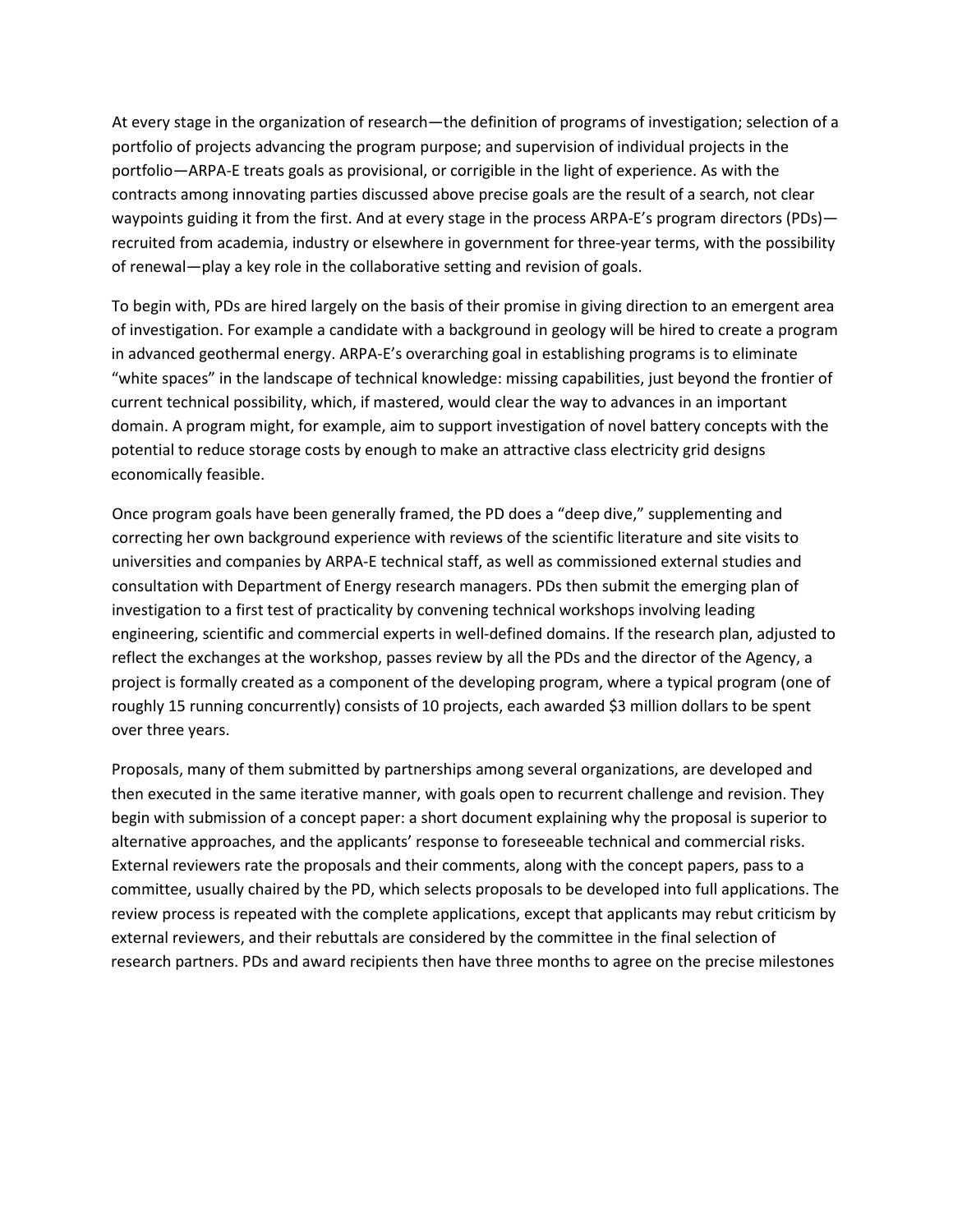At every stage in the organization of research—the definition of programs of investigation; selection of a portfolio of projects advancing the program purpose; and supervision of individual projects in the portfolio—ARPA-E treats goals as provisional, or corrigible in the light of experience. As with the contracts among innovating parties discussed above precise goals are the result of a search, not clear waypoints guiding it from the first. And at every stage in the process ARPA-E's program directors (PDs)—recruited from academia, industry or elsewhere in government for three-year terms, with the possibility of renewal—play a key role in the collaborative setting and revision of goals.

To begin with, PDs are hired largely on the basis of their promise in giving direction to an emergent area of investigation. For example a candidate with a background in geology will be hired to create a program in advanced geothermal energy. ARPA-E's overarching goal in establishing programs is to eliminate "white spaces" in the landscape of technical knowledge: missing capabilities, just beyond the frontier of current technical possibility, which, if mastered, would clear the way to advances in an important domain. A program might, for example, aim to support investigation of novel battery concepts with the potential to reduce storage costs by enough to make an attractive class electricity grid designs economically feasible.

Once program goals have been generally framed, the PD does a "deep dive," supplementing and correcting her own background experience with reviews of the scientific literature and site visits to universities and companies by ARPA-E technical staff, as well as commissioned external studies and consultation with Department of Energy research managers. PDs then submit the emerging plan of investigation to a first test of practicality by convening technical workshops involving leading engineering, scientific and commercial experts in well-defined domains. If the research plan, adjusted to reflect the exchanges at the workshop, passes review by all the PDs and the director of the Agency, a project is formally created as a component of the developing program, where a typical program (one of roughly 15 running concurrently) consists of 10 projects, each awarded $3 million dollars to be spent over three years.

Proposals, many of them submitted by partnerships among several organizations, are developed and then executed in the same iterative manner, with goals open to recurrent challenge and revision. They begin with submission of a concept paper: a short document explaining why the proposal is superior to alternative approaches, and the applicants' response to foreseeable technical and commercial risks. External reviewers rate the proposals and their comments, along with the concept papers, pass to a committee, usually chaired by the PD, which selects proposals to be developed into full applications. The review process is repeated with the complete applications, except that applicants may rebut criticism by external reviewers, and their rebuttals are considered by the committee in the final selection of research partners. PDs and award recipients then have three months to agree on the precise milestones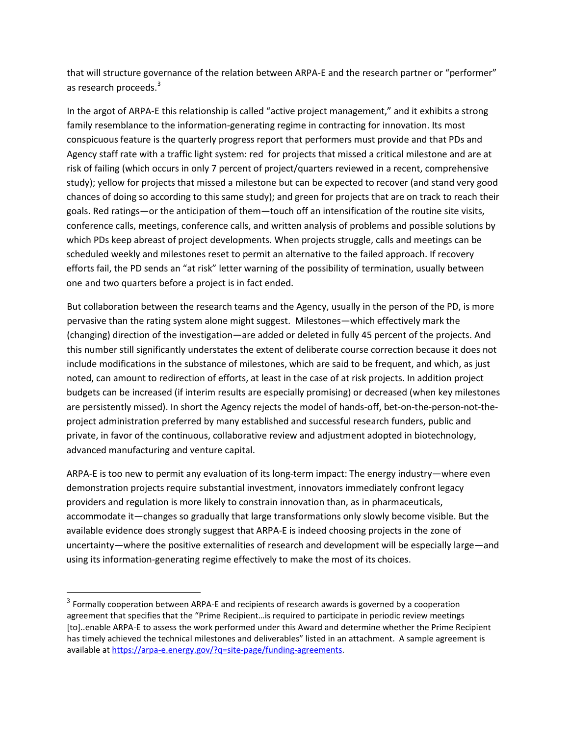that will structure governance of the relation between ARPA-E and the research partner or "performer" as research proceeds.[3]

In the argot of ARPA-E this relationship is called "active project management," and it exhibits a strong family resemblance to the information-generating regime in contracting for innovation. Its most conspicuous feature is the quarterly progress report that performers must provide and that PDs and Agency staff rate with a traffic light system: red for projects that missed a critical milestone and are at risk of failing (which occurs in only 7 percent of project/quarters reviewed in a recent, comprehensive study); yellow for projects that missed a milestone but can be expected to recover (and stand very good chances of doing so according to this same study); and green for projects that are on track to reach their goals. Red ratings—or the anticipation of them—touch off an intensification of the routine site visits, conference calls, meetings, conference calls, and written analysis of problems and possible solutions by which PDs keep abreast of project developments. When projects struggle, calls and meetings can be scheduled weekly and milestones reset to permit an alternative to the failed approach. If recovery efforts fail, the PD sends an "at risk" letter warning of the possibility of termination, usually between one and two quarters before a project is in fact ended.

But collaboration between the research teams and the Agency, usually in the person of the PD, is more pervasive than the rating system alone might suggest. Milestones—which effectively mark the (changing) direction of the investigation—are added or deleted in fully 45 percent of the projects. And this number still significantly understates the extent of deliberate course correction because it does not include modifications in the substance of milestones, which are said to be frequent, and which, as just noted, can amount to redirection of efforts, at least in the case of at risk projects. In addition project budgets can be increased (if interim results are especially promising) or decreased (when key milestones are persistently missed). In short the Agency rejects the model of hands-off, bet-on-the-person-not-the-project administration preferred by many established and successful research funders, public and private, in favor of the continuous, collaborative review and adjustment adopted in biotechnology, advanced manufacturing and venture capital.

ARPA-E is too new to permit any evaluation of its long-term impact: The energy industry—where even demonstration projects require substantial investment, innovators immediately confront legacy providers and regulation is more likely to constrain innovation than, as in pharmaceuticals, accommodate it—changes so gradually that large transformations only slowly become visible. But the available evidence does strongly suggest that ARPA-E is indeed choosing projects in the zone of uncertainty—where the positive externalities of research and development will be especially large—and using its information-generating regime effectively to make the most of its choices.

---

[3] Formally cooperation between ARPA-E and recipients of research awards is governed by a cooperation agreement that specifies that the "Prime Recipient…is required to participate in periodic review meetings [to]..enable ARPA-E to assess the work performed under this Award and determine whether the Prime Recipient has timely achieved the technical milestones and deliverables" listed in an attachment. A sample agreement is available at https://arpa-e.energy.gov/?q=site-page/funding-agreements.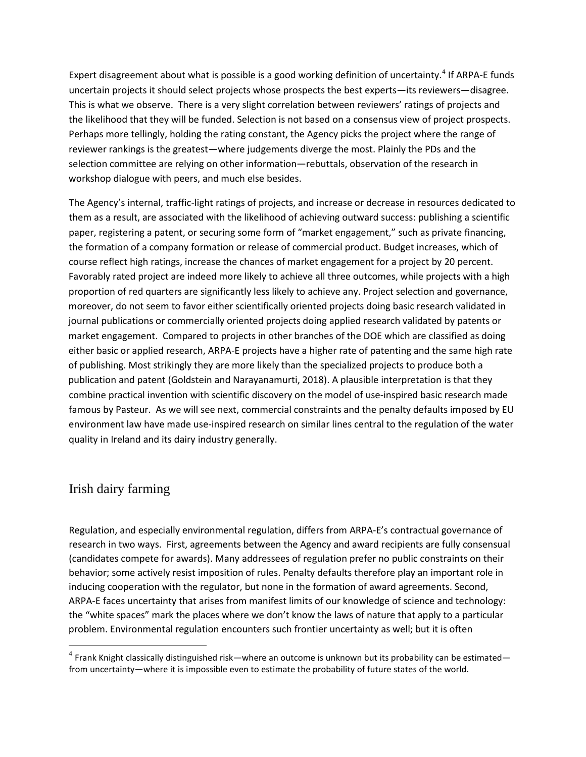Expert disagreement about what is possible is a good working definition of uncertainty.[4] If ARPA-E funds uncertain projects it should select projects whose prospects the best experts—its reviewers—disagree. This is what we observe. There is a very slight correlation between reviewers' ratings of projects and the likelihood that they will be funded. Selection is not based on a consensus view of project prospects. Perhaps more tellingly, holding the rating constant, the Agency picks the project where the range of reviewer rankings is the greatest—where judgements diverge the most. Plainly the PDs and the selection committee are relying on other information—rebuttals, observation of the research in workshop dialogue with peers, and much else besides.

The Agency's internal, traffic-light ratings of projects, and increase or decrease in resources dedicated to them as a result, are associated with the likelihood of achieving outward success: publishing a scientific paper, registering a patent, or securing some form of "market engagement," such as private financing, the formation of a company formation or release of commercial product. Budget increases, which of course reflect high ratings, increase the chances of market engagement for a project by 20 percent. Favorably rated project are indeed more likely to achieve all three outcomes, while projects with a high proportion of red quarters are significantly less likely to achieve any. Project selection and governance, moreover, do not seem to favor either scientifically oriented projects doing basic research validated in journal publications or commercially oriented projects doing applied research validated by patents or market engagement. Compared to projects in other branches of the DOE which are classified as doing either basic or applied research, ARPA-E projects have a higher rate of patenting and the same high rate of publishing. Most strikingly they are more likely than the specialized projects to produce both a publication and patent (Goldstein and Narayanamurti, 2018). A plausible interpretation is that they combine practical invention with scientific discovery on the model of use-inspired basic research made famous by Pasteur. As we will see next, commercial constraints and the penalty defaults imposed by EU environment law have made use-inspired research on similar lines central to the regulation of the water quality in Ireland and its dairy industry generally.

## Irish dairy farming

Regulation, and especially environmental regulation, differs from ARPA-E's contractual governance of research in two ways. First, agreements between the Agency and award recipients are fully consensual (candidates compete for awards). Many addressees of regulation prefer no public constraints on their behavior; some actively resist imposition of rules. Penalty defaults therefore play an important role in inducing cooperation with the regulator, but none in the formation of award agreements. Second, ARPA-E faces uncertainty that arises from manifest limits of our knowledge of science and technology: the "white spaces" mark the places where we don't know the laws of nature that apply to a particular problem. Environmental regulation encounters such frontier uncertainty as well; but it is often

[4] Frank Knight classically distinguished risk—where an outcome is unknown but its probability can be estimated—from uncertainty—where it is impossible even to estimate the probability of future states of the world.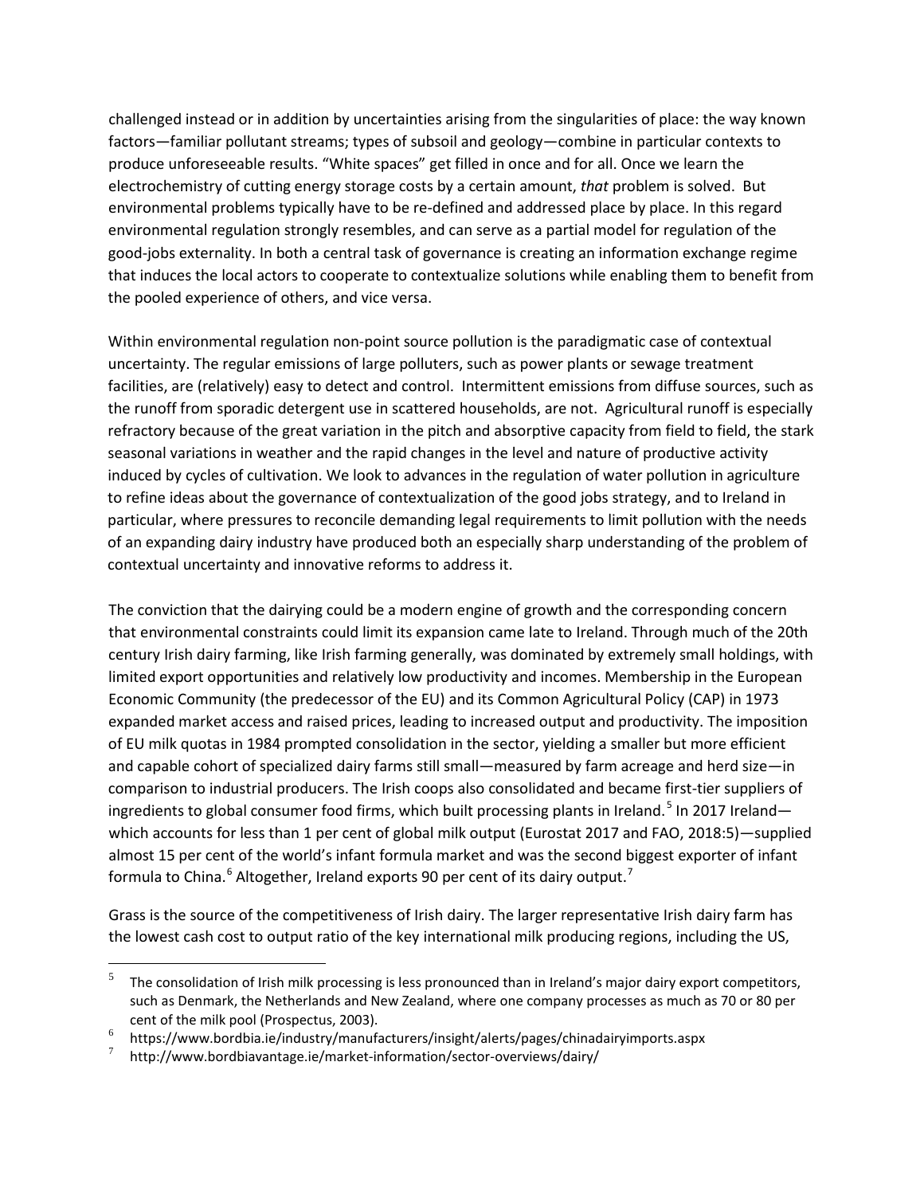challenged instead or in addition by uncertainties arising from the singularities of place: the way known factors—familiar pollutant streams; types of subsoil and geology—combine in particular contexts to produce unforeseeable results. "White spaces" get filled in once and for all. Once we learn the electrochemistry of cutting energy storage costs by a certain amount, *that* problem is solved. But environmental problems typically have to be re-defined and addressed place by place. In this regard environmental regulation strongly resembles, and can serve as a partial model for regulation of the good-jobs externality. In both a central task of governance is creating an information exchange regime that induces the local actors to cooperate to contextualize solutions while enabling them to benefit from the pooled experience of others, and vice versa.

Within environmental regulation non-point source pollution is the paradigmatic case of contextual uncertainty. The regular emissions of large polluters, such as power plants or sewage treatment facilities, are (relatively) easy to detect and control. Intermittent emissions from diffuse sources, such as the runoff from sporadic detergent use in scattered households, are not. Agricultural runoff is especially refractory because of the great variation in the pitch and absorptive capacity from field to field, the stark seasonal variations in weather and the rapid changes in the level and nature of productive activity induced by cycles of cultivation. We look to advances in the regulation of water pollution in agriculture to refine ideas about the governance of contextualization of the good jobs strategy, and to Ireland in particular, where pressures to reconcile demanding legal requirements to limit pollution with the needs of an expanding dairy industry have produced both an especially sharp understanding of the problem of contextual uncertainty and innovative reforms to address it.

The conviction that the dairying could be a modern engine of growth and the corresponding concern that environmental constraints could limit its expansion came late to Ireland. Through much of the 20th century Irish dairy farming, like Irish farming generally, was dominated by extremely small holdings, with limited export opportunities and relatively low productivity and incomes. Membership in the European Economic Community (the predecessor of the EU) and its Common Agricultural Policy (CAP) in 1973 expanded market access and raised prices, leading to increased output and productivity. The imposition of EU milk quotas in 1984 prompted consolidation in the sector, yielding a smaller but more efficient and capable cohort of specialized dairy farms still small—measured by farm acreage and herd size—in comparison to industrial producers. The Irish coops also consolidated and became first-tier suppliers of ingredients to global consumer food firms, which built processing plants in Ireland.[5] In 2017 Ireland—which accounts for less than 1 per cent of global milk output (Eurostat 2017 and FAO, 2018:5)—supplied almost 15 per cent of the world's infant formula market and was the second biggest exporter of infant formula to China.[6] Altogether, Ireland exports 90 per cent of its dairy output.[7]

Grass is the source of the competitiveness of Irish dairy. The larger representative Irish dairy farm has the lowest cash cost to output ratio of the key international milk producing regions, including the US,

---

[5] The consolidation of Irish milk processing is less pronounced than in Ireland's major dairy export competitors, such as Denmark, the Netherlands and New Zealand, where one company processes as much as 70 or 80 per cent of the milk pool (Prospectus, 2003).

[6] https://www.bordbia.ie/industry/manufacturers/insight/alerts/pages/chinadairyimports.aspx

[7] http://www.bordbiavantage.ie/market-information/sector-overviews/dairy/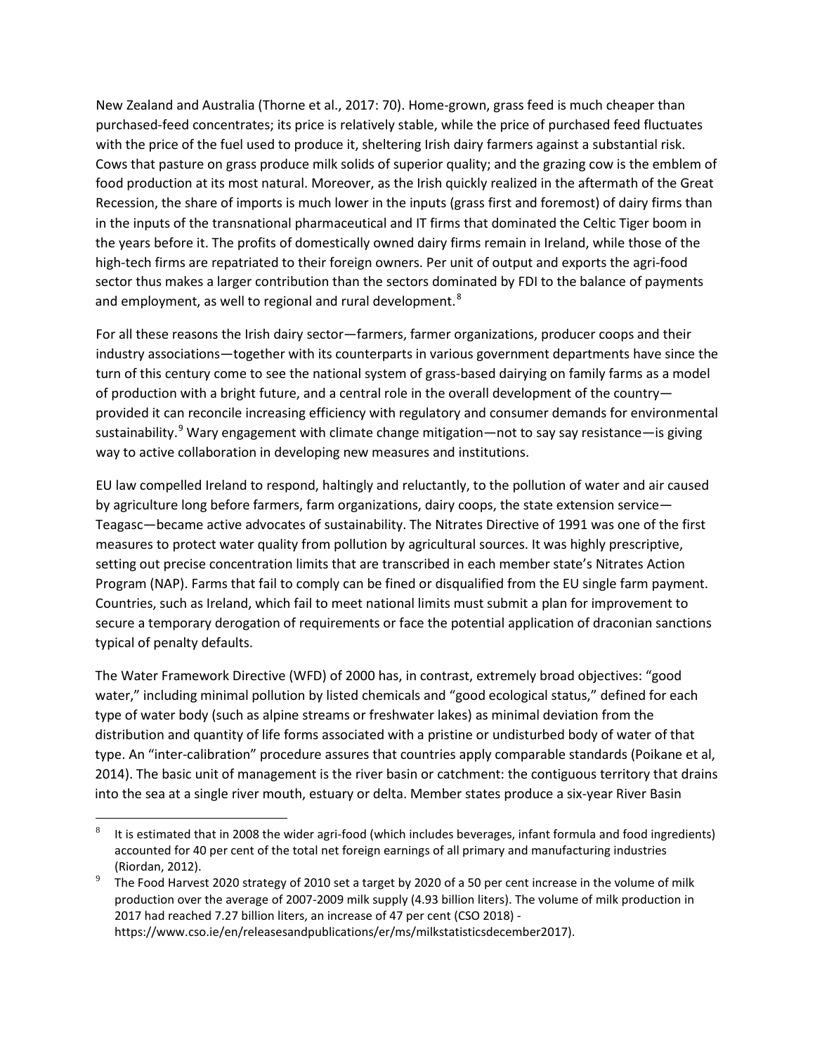New Zealand and Australia (Thorne et al., 2017: 70). Home-grown, grass feed is much cheaper than purchased-feed concentrates; its price is relatively stable, while the price of purchased feed fluctuates with the price of the fuel used to produce it, sheltering Irish dairy farmers against a substantial risk. Cows that pasture on grass produce milk solids of superior quality; and the grazing cow is the emblem of food production at its most natural. Moreover, as the Irish quickly realized in the aftermath of the Great Recession, the share of imports is much lower in the inputs (grass first and foremost) of dairy firms than in the inputs of the transnational pharmaceutical and IT firms that dominated the Celtic Tiger boom in the years before it. The profits of domestically owned dairy firms remain in Ireland, while those of the high-tech firms are repatriated to their foreign owners. Per unit of output and exports the agri-food sector thus makes a larger contribution than the sectors dominated by FDI to the balance of payments and employment, as well to regional and rural development.[8]

For all these reasons the Irish dairy sector—farmers, farmer organizations, producer coops and their industry associations—together with its counterparts in various government departments have since the turn of this century come to see the national system of grass-based dairying on family farms as a model of production with a bright future, and a central role in the overall development of the country—provided it can reconcile increasing efficiency with regulatory and consumer demands for environmental sustainability.[9] Wary engagement with climate change mitigation—not to say say resistance—is giving way to active collaboration in developing new measures and institutions.

EU law compelled Ireland to respond, haltingly and reluctantly, to the pollution of water and air caused by agriculture long before farmers, farm organizations, dairy coops, the state extension service—Teagasc—became active advocates of sustainability. The Nitrates Directive of 1991 was one of the first measures to protect water quality from pollution by agricultural sources. It was highly prescriptive, setting out precise concentration limits that are transcribed in each member state's Nitrates Action Program (NAP). Farms that fail to comply can be fined or disqualified from the EU single farm payment. Countries, such as Ireland, which fail to meet national limits must submit a plan for improvement to secure a temporary derogation of requirements or face the potential application of draconian sanctions typical of penalty defaults.

The Water Framework Directive (WFD) of 2000 has, in contrast, extremely broad objectives: "good water," including minimal pollution by listed chemicals and "good ecological status," defined for each type of water body (such as alpine streams or freshwater lakes) as minimal deviation from the distribution and quantity of life forms associated with a pristine or undisturbed body of water of that type. An "inter-calibration" procedure assures that countries apply comparable standards (Poikane et al, 2014). The basic unit of management is the river basin or catchment: the contiguous territory that drains into the sea at a single river mouth, estuary or delta. Member states produce a six-year River Basin

---

[8] It is estimated that in 2008 the wider agri-food (which includes beverages, infant formula and food ingredients) accounted for 40 per cent of the total net foreign earnings of all primary and manufacturing industries (Riordan, 2012).

[9] The Food Harvest 2020 strategy of 2010 set a target by 2020 of a 50 per cent increase in the volume of milk production over the average of 2007-2009 milk supply (4.93 billion liters). The volume of milk production in 2017 had reached 7.27 billion liters, an increase of 47 per cent (CSO 2018) - https://www.cso.ie/en/releasesandpublications/er/ms/milkstatisticsdecember2017).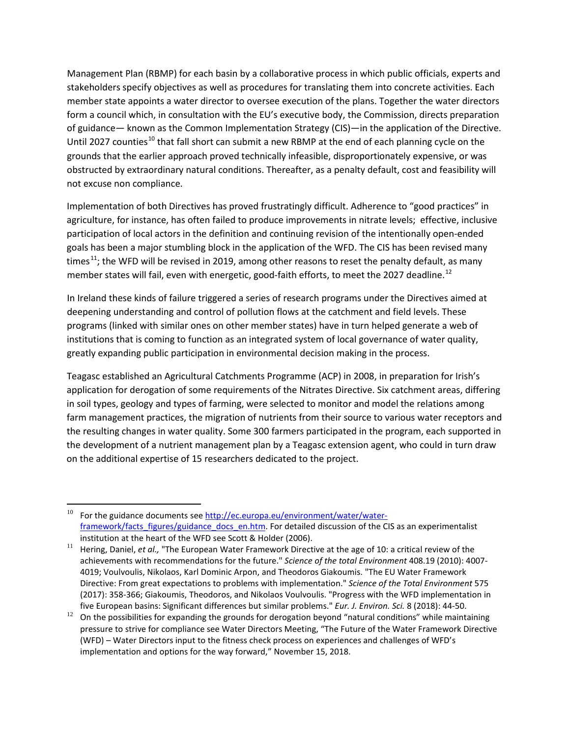Management Plan (RBMP) for each basin by a collaborative process in which public officials, experts and stakeholders specify objectives as well as procedures for translating them into concrete activities. Each member state appoints a water director to oversee execution of the plans. Together the water directors form a council which, in consultation with the EU's executive body, the Commission, directs preparation of guidance— known as the Common Implementation Strategy (CIS)—in the application of the Directive. Until 2027 counties[10] that fall short can submit a new RBMP at the end of each planning cycle on the grounds that the earlier approach proved technically infeasible, disproportionately expensive, or was obstructed by extraordinary natural conditions. Thereafter, as a penalty default, cost and feasibility will not excuse non compliance.

Implementation of both Directives has proved frustratingly difficult. Adherence to "good practices" in agriculture, for instance, has often failed to produce improvements in nitrate levels; effective, inclusive participation of local actors in the definition and continuing revision of the intentionally open-ended goals has been a major stumbling block in the application of the WFD. The CIS has been revised many times[11]; the WFD will be revised in 2019, among other reasons to reset the penalty default, as many member states will fail, even with energetic, good-faith efforts, to meet the 2027 deadline.[12]

In Ireland these kinds of failure triggered a series of research programs under the Directives aimed at deepening understanding and control of pollution flows at the catchment and field levels. These programs (linked with similar ones on other member states) have in turn helped generate a web of institutions that is coming to function as an integrated system of local governance of water quality, greatly expanding public participation in environmental decision making in the process.

Teagasc established an Agricultural Catchments Programme (ACP) in 2008, in preparation for Irish's application for derogation of some requirements of the Nitrates Directive. Six catchment areas, differing in soil types, geology and types of farming, were selected to monitor and model the relations among farm management practices, the migration of nutrients from their source to various water receptors and the resulting changes in water quality. Some 300 farmers participated in the program, each supported in the development of a nutrient management plan by a Teagasc extension agent, who could in turn draw on the additional expertise of 15 researchers dedicated to the project.

---

[10] For the guidance documents see http://ec.europa.eu/environment/water/water-framework/facts_figures/guidance_docs_en.htm. For detailed discussion of the CIS as an experimentalist institution at the heart of the WFD see Scott & Holder (2006).

[11] Hering, Daniel, *et al.,* "The European Water Framework Directive at the age of 10: a critical review of the achievements with recommendations for the future." *Science of the total Environment* 408.19 (2010): 4007-4019; Voulvoulis, Nikolaos, Karl Dominic Arpon, and Theodoros Giakoumis. "The EU Water Framework Directive: From great expectations to problems with implementation." *Science of the Total Environment* 575 (2017): 358-366; Giakoumis, Theodoros, and Nikolaos Voulvoulis. "Progress with the WFD implementation in five European basins: Significant differences but similar problems." *Eur. J. Environ. Sci.* 8 (2018): 44-50.

[12] On the possibilities for expanding the grounds for derogation beyond "natural conditions" while maintaining pressure to strive for compliance see Water Directors Meeting, "The Future of the Water Framework Directive (WFD) – Water Directors input to the fitness check process on experiences and challenges of WFD's implementation and options for the way forward," November 15, 2018.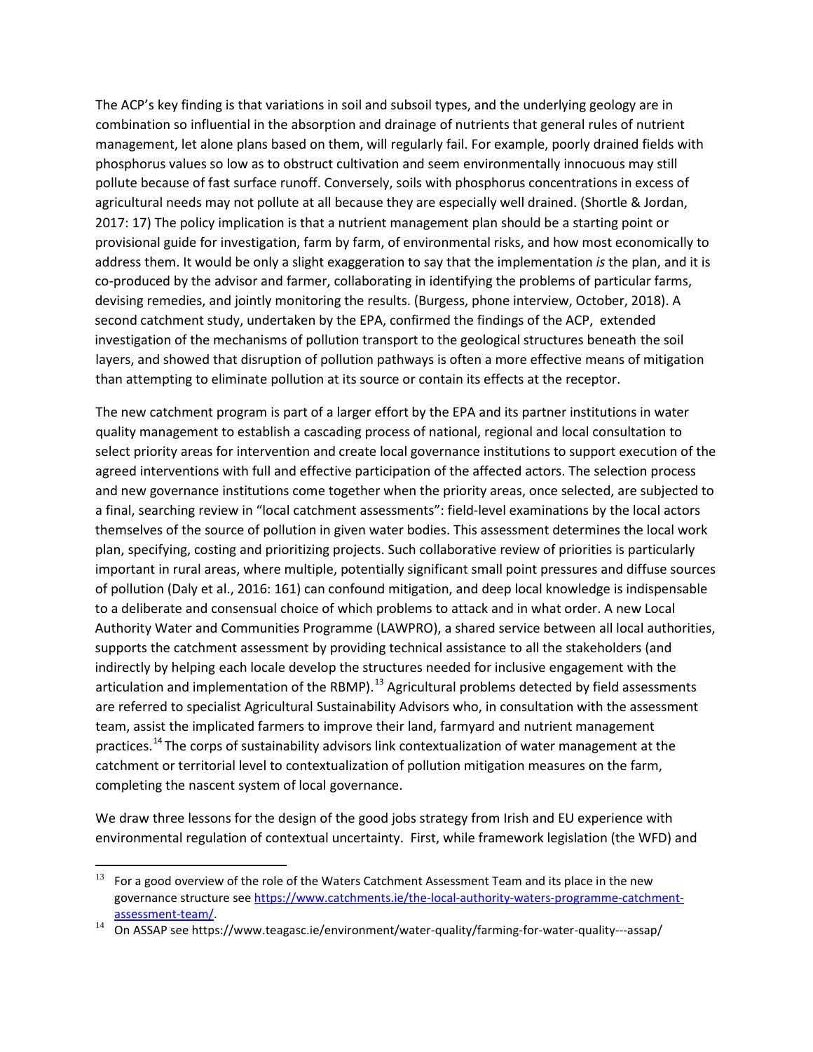The ACP's key finding is that variations in soil and subsoil types, and the underlying geology are in combination so influential in the absorption and drainage of nutrients that general rules of nutrient management, let alone plans based on them, will regularly fail. For example, poorly drained fields with phosphorus values so low as to obstruct cultivation and seem environmentally innocuous may still pollute because of fast surface runoff. Conversely, soils with phosphorus concentrations in excess of agricultural needs may not pollute at all because they are especially well drained. (Shortle & Jordan, 2017: 17) The policy implication is that a nutrient management plan should be a starting point or provisional guide for investigation, farm by farm, of environmental risks, and how most economically to address them. It would be only a slight exaggeration to say that the implementation *is* the plan, and it is co-produced by the advisor and farmer, collaborating in identifying the problems of particular farms, devising remedies, and jointly monitoring the results. (Burgess, phone interview, October, 2018). A second catchment study, undertaken by the EPA, confirmed the findings of the ACP, extended investigation of the mechanisms of pollution transport to the geological structures beneath the soil layers, and showed that disruption of pollution pathways is often a more effective means of mitigation than attempting to eliminate pollution at its source or contain its effects at the receptor.

The new catchment program is part of a larger effort by the EPA and its partner institutions in water quality management to establish a cascading process of national, regional and local consultation to select priority areas for intervention and create local governance institutions to support execution of the agreed interventions with full and effective participation of the affected actors. The selection process and new governance institutions come together when the priority areas, once selected, are subjected to a final, searching review in "local catchment assessments": field-level examinations by the local actors themselves of the source of pollution in given water bodies. This assessment determines the local work plan, specifying, costing and prioritizing projects. Such collaborative review of priorities is particularly important in rural areas, where multiple, potentially significant small point pressures and diffuse sources of pollution (Daly et al., 2016: 161) can confound mitigation, and deep local knowledge is indispensable to a deliberate and consensual choice of which problems to attack and in what order. A new Local Authority Water and Communities Programme (LAWPRO), a shared service between all local authorities, supports the catchment assessment by providing technical assistance to all the stakeholders (and indirectly by helping each locale develop the structures needed for inclusive engagement with the articulation and implementation of the RBMP).[13] Agricultural problems detected by field assessments are referred to specialist Agricultural Sustainability Advisors who, in consultation with the assessment team, assist the implicated farmers to improve their land, farmyard and nutrient management practices.[14] The corps of sustainability advisors link contextualization of water management at the catchment or territorial level to contextualization of pollution mitigation measures on the farm, completing the nascent system of local governance.

We draw three lessons for the design of the good jobs strategy from Irish and EU experience with environmental regulation of contextual uncertainty. First, while framework legislation (the WFD) and

---

[13] For a good overview of the role of the Waters Catchment Assessment Team and its place in the new governance structure see https://www.catchments.ie/the-local-authority-waters-programme-catchment-assessment-team/.

[14] On ASSAP see https://www.teagasc.ie/environment/water-quality/farming-for-water-quality---assap/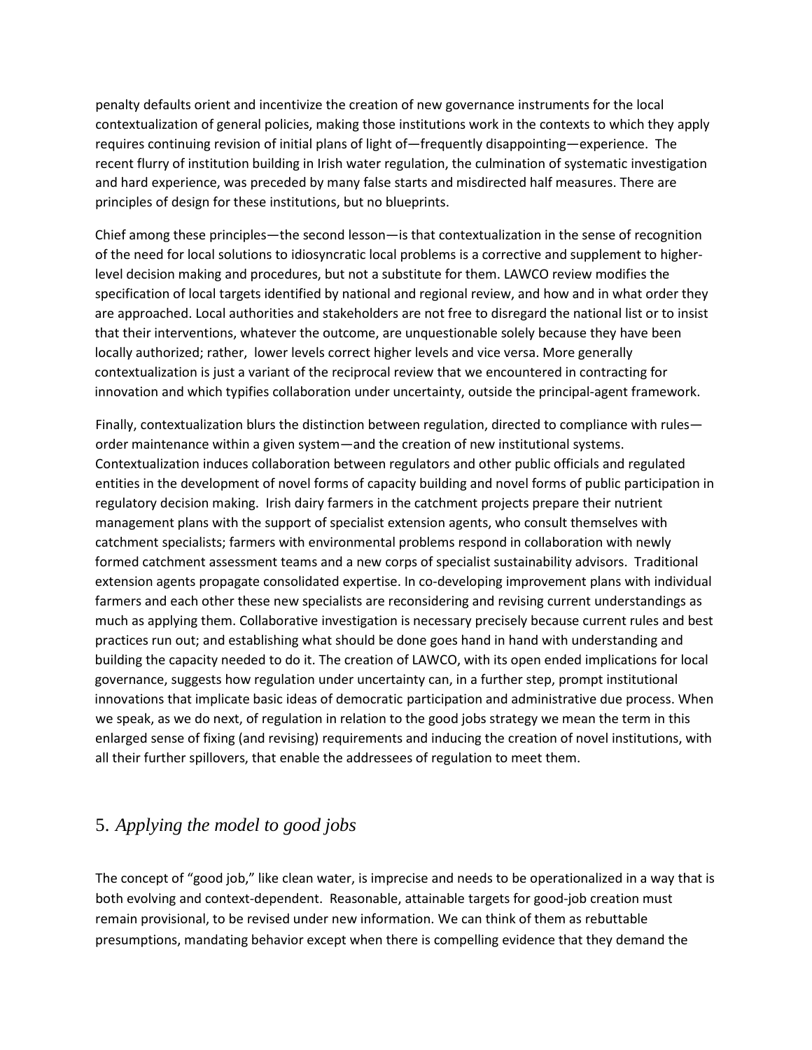penalty defaults orient and incentivize the creation of new governance instruments for the local contextualization of general policies, making those institutions work in the contexts to which they apply requires continuing revision of initial plans of light of—frequently disappointing—experience. The recent flurry of institution building in Irish water regulation, the culmination of systematic investigation and hard experience, was preceded by many false starts and misdirected half measures. There are principles of design for these institutions, but no blueprints.

Chief among these principles—the second lesson—is that contextualization in the sense of recognition of the need for local solutions to idiosyncratic local problems is a corrective and supplement to higher-level decision making and procedures, but not a substitute for them. LAWCO review modifies the specification of local targets identified by national and regional review, and how and in what order they are approached. Local authorities and stakeholders are not free to disregard the national list or to insist that their interventions, whatever the outcome, are unquestionable solely because they have been locally authorized; rather, lower levels correct higher levels and vice versa. More generally contextualization is just a variant of the reciprocal review that we encountered in contracting for innovation and which typifies collaboration under uncertainty, outside the principal-agent framework.

Finally, contextualization blurs the distinction between regulation, directed to compliance with rules—order maintenance within a given system—and the creation of new institutional systems. Contextualization induces collaboration between regulators and other public officials and regulated entities in the development of novel forms of capacity building and novel forms of public participation in regulatory decision making. Irish dairy farmers in the catchment projects prepare their nutrient management plans with the support of specialist extension agents, who consult themselves with catchment specialists; farmers with environmental problems respond in collaboration with newly formed catchment assessment teams and a new corps of specialist sustainability advisors. Traditional extension agents propagate consolidated expertise. In co-developing improvement plans with individual farmers and each other these new specialists are reconsidering and revising current understandings as much as applying them. Collaborative investigation is necessary precisely because current rules and best practices run out; and establishing what should be done goes hand in hand with understanding and building the capacity needed to do it. The creation of LAWCO, with its open ended implications for local governance, suggests how regulation under uncertainty can, in a further step, prompt institutional innovations that implicate basic ideas of democratic participation and administrative due process. When we speak, as we do next, of regulation in relation to the good jobs strategy we mean the term in this enlarged sense of fixing (and revising) requirements and inducing the creation of novel institutions, with all their further spillovers, that enable the addressees of regulation to meet them.

## 5. *Applying the model to good jobs*

The concept of "good job," like clean water, is imprecise and needs to be operationalized in a way that is both evolving and context-dependent. Reasonable, attainable targets for good-job creation must remain provisional, to be revised under new information. We can think of them as rebuttable presumptions, mandating behavior except when there is compelling evidence that they demand the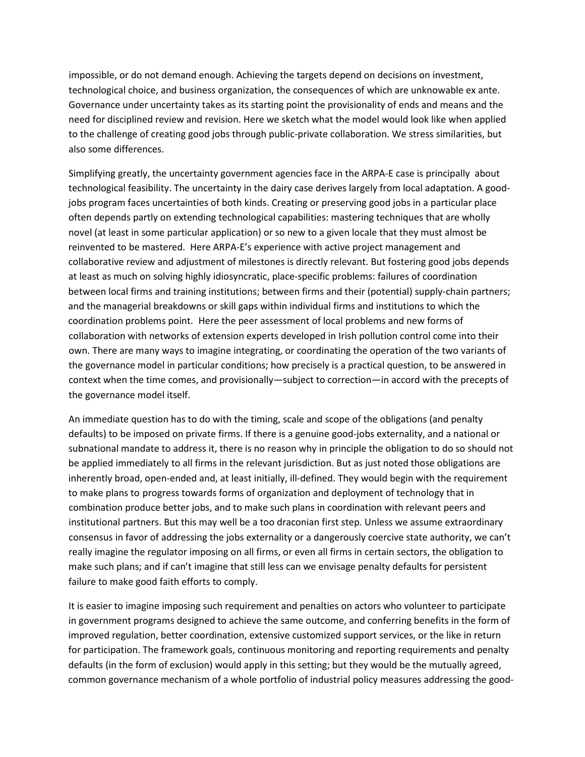impossible, or do not demand enough. Achieving the targets depend on decisions on investment, technological choice, and business organization, the consequences of which are unknowable ex ante. Governance under uncertainty takes as its starting point the provisionality of ends and means and the need for disciplined review and revision. Here we sketch what the model would look like when applied to the challenge of creating good jobs through public-private collaboration. We stress similarities, but also some differences.

Simplifying greatly, the uncertainty government agencies face in the ARPA-E case is principally about technological feasibility. The uncertainty in the dairy case derives largely from local adaptation. A good-jobs program faces uncertainties of both kinds. Creating or preserving good jobs in a particular place often depends partly on extending technological capabilities: mastering techniques that are wholly novel (at least in some particular application) or so new to a given locale that they must almost be reinvented to be mastered. Here ARPA-E's experience with active project management and collaborative review and adjustment of milestones is directly relevant. But fostering good jobs depends at least as much on solving highly idiosyncratic, place-specific problems: failures of coordination between local firms and training institutions; between firms and their (potential) supply-chain partners; and the managerial breakdowns or skill gaps within individual firms and institutions to which the coordination problems point. Here the peer assessment of local problems and new forms of collaboration with networks of extension experts developed in Irish pollution control come into their own. There are many ways to imagine integrating, or coordinating the operation of the two variants of the governance model in particular conditions; how precisely is a practical question, to be answered in context when the time comes, and provisionally—subject to correction—in accord with the precepts of the governance model itself.

An immediate question has to do with the timing, scale and scope of the obligations (and penalty defaults) to be imposed on private firms. If there is a genuine good-jobs externality, and a national or subnational mandate to address it, there is no reason why in principle the obligation to do so should not be applied immediately to all firms in the relevant jurisdiction. But as just noted those obligations are inherently broad, open-ended and, at least initially, ill-defined. They would begin with the requirement to make plans to progress towards forms of organization and deployment of technology that in combination produce better jobs, and to make such plans in coordination with relevant peers and institutional partners. But this may well be a too draconian first step. Unless we assume extraordinary consensus in favor of addressing the jobs externality or a dangerously coercive state authority, we can't really imagine the regulator imposing on all firms, or even all firms in certain sectors, the obligation to make such plans; and if can't imagine that still less can we envisage penalty defaults for persistent failure to make good faith efforts to comply.

It is easier to imagine imposing such requirement and penalties on actors who volunteer to participate in government programs designed to achieve the same outcome, and conferring benefits in the form of improved regulation, better coordination, extensive customized support services, or the like in return for participation. The framework goals, continuous monitoring and reporting requirements and penalty defaults (in the form of exclusion) would apply in this setting; but they would be the mutually agreed, common governance mechanism of a whole portfolio of industrial policy measures addressing the good-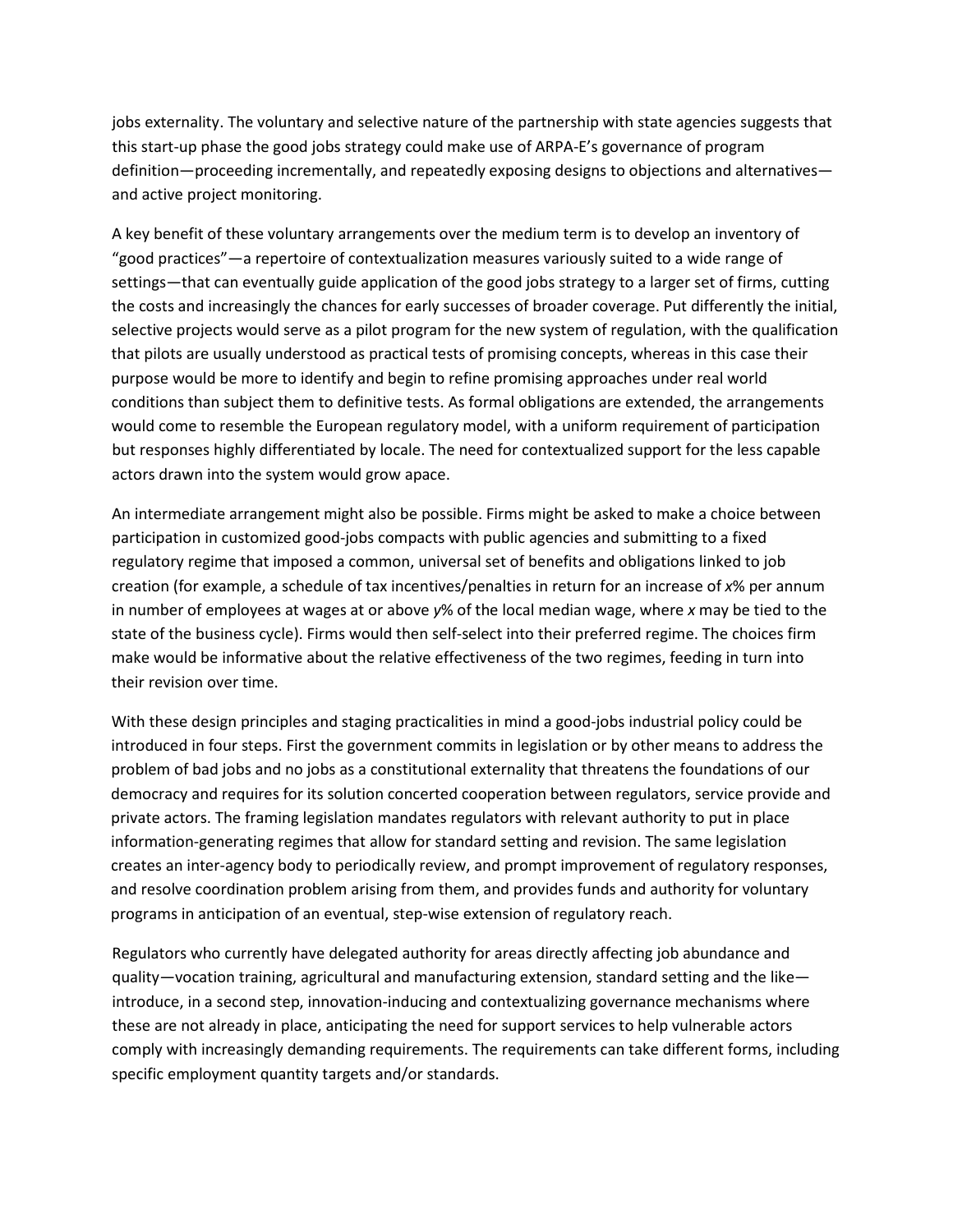jobs externality. The voluntary and selective nature of the partnership with state agencies suggests that this start-up phase the good jobs strategy could make use of ARPA-E's governance of program definition—proceeding incrementally, and repeatedly exposing designs to objections and alternatives—and active project monitoring.

A key benefit of these voluntary arrangements over the medium term is to develop an inventory of "good practices"—a repertoire of contextualization measures variously suited to a wide range of settings—that can eventually guide application of the good jobs strategy to a larger set of firms, cutting the costs and increasingly the chances for early successes of broader coverage. Put differently the initial, selective projects would serve as a pilot program for the new system of regulation, with the qualification that pilots are usually understood as practical tests of promising concepts, whereas in this case their purpose would be more to identify and begin to refine promising approaches under real world conditions than subject them to definitive tests. As formal obligations are extended, the arrangements would come to resemble the European regulatory model, with a uniform requirement of participation but responses highly differentiated by locale. The need for contextualized support for the less capable actors drawn into the system would grow apace.

An intermediate arrangement might also be possible. Firms might be asked to make a choice between participation in customized good-jobs compacts with public agencies and submitting to a fixed regulatory regime that imposed a common, universal set of benefits and obligations linked to job creation (for example, a schedule of tax incentives/penalties in return for an increase of *x*% per annum in number of employees at wages at or above *y*% of the local median wage, where *x* may be tied to the state of the business cycle). Firms would then self-select into their preferred regime. The choices firm make would be informative about the relative effectiveness of the two regimes, feeding in turn into their revision over time.

With these design principles and staging practicalities in mind a good-jobs industrial policy could be introduced in four steps. First the government commits in legislation or by other means to address the problem of bad jobs and no jobs as a constitutional externality that threatens the foundations of our democracy and requires for its solution concerted cooperation between regulators, service provide and private actors. The framing legislation mandates regulators with relevant authority to put in place information-generating regimes that allow for standard setting and revision. The same legislation creates an inter-agency body to periodically review, and prompt improvement of regulatory responses, and resolve coordination problem arising from them, and provides funds and authority for voluntary programs in anticipation of an eventual, step-wise extension of regulatory reach.

Regulators who currently have delegated authority for areas directly affecting job abundance and quality—vocation training, agricultural and manufacturing extension, standard setting and the like—introduce, in a second step, innovation-inducing and contextualizing governance mechanisms where these are not already in place, anticipating the need for support services to help vulnerable actors comply with increasingly demanding requirements. The requirements can take different forms, including specific employment quantity targets and/or standards.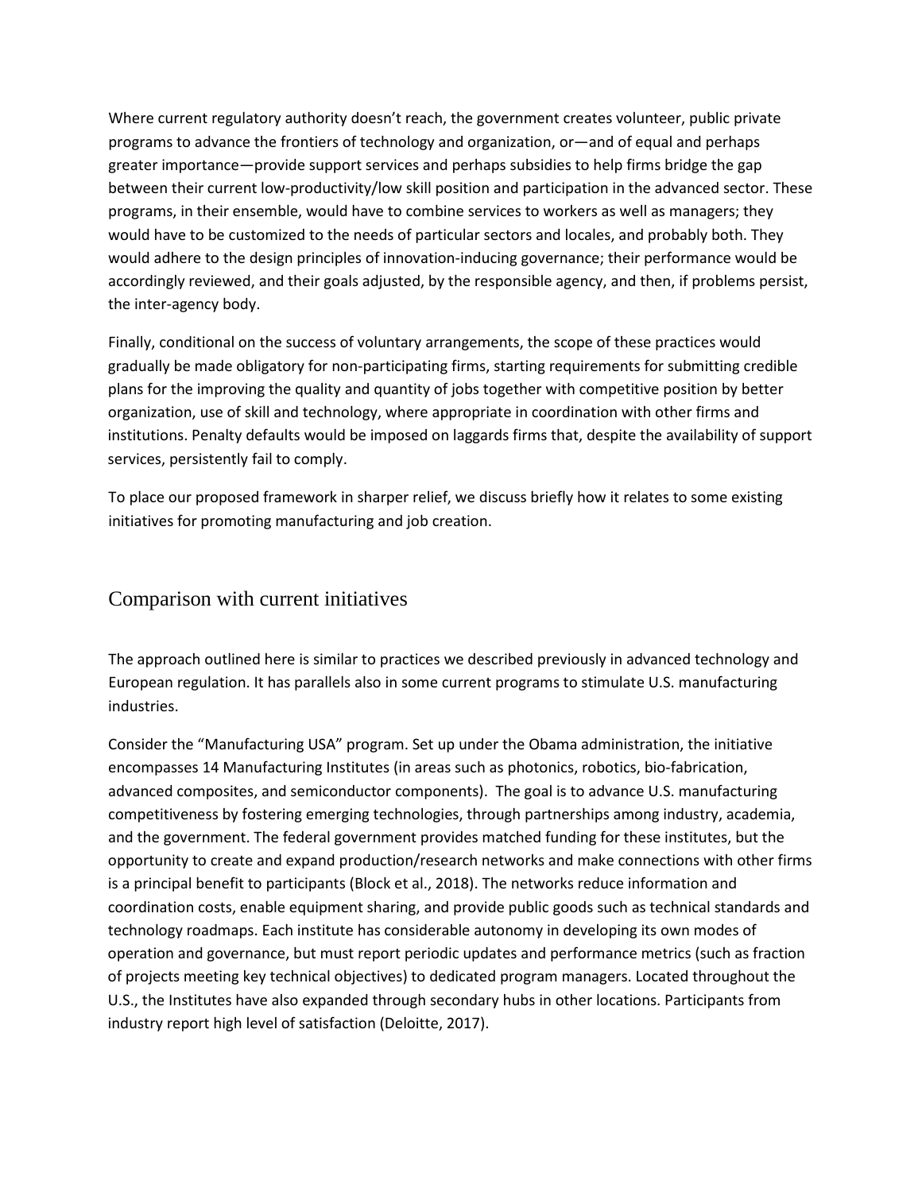Where current regulatory authority doesn't reach, the government creates volunteer, public private programs to advance the frontiers of technology and organization, or—and of equal and perhaps greater importance—provide support services and perhaps subsidies to help firms bridge the gap between their current low-productivity/low skill position and participation in the advanced sector. These programs, in their ensemble, would have to combine services to workers as well as managers; they would have to be customized to the needs of particular sectors and locales, and probably both. They would adhere to the design principles of innovation-inducing governance; their performance would be accordingly reviewed, and their goals adjusted, by the responsible agency, and then, if problems persist, the inter-agency body.

Finally, conditional on the success of voluntary arrangements, the scope of these practices would gradually be made obligatory for non-participating firms, starting requirements for submitting credible plans for the improving the quality and quantity of jobs together with competitive position by better organization, use of skill and technology, where appropriate in coordination with other firms and institutions. Penalty defaults would be imposed on laggards firms that, despite the availability of support services, persistently fail to comply.

To place our proposed framework in sharper relief, we discuss briefly how it relates to some existing initiatives for promoting manufacturing and job creation.

## Comparison with current initiatives

The approach outlined here is similar to practices we described previously in advanced technology and European regulation. It has parallels also in some current programs to stimulate U.S. manufacturing industries.

Consider the "Manufacturing USA" program. Set up under the Obama administration, the initiative encompasses 14 Manufacturing Institutes (in areas such as photonics, robotics, bio-fabrication, advanced composites, and semiconductor components). The goal is to advance U.S. manufacturing competitiveness by fostering emerging technologies, through partnerships among industry, academia, and the government. The federal government provides matched funding for these institutes, but the opportunity to create and expand production/research networks and make connections with other firms is a principal benefit to participants (Block et al., 2018). The networks reduce information and coordination costs, enable equipment sharing, and provide public goods such as technical standards and technology roadmaps. Each institute has considerable autonomy in developing its own modes of operation and governance, but must report periodic updates and performance metrics (such as fraction of projects meeting key technical objectives) to dedicated program managers. Located throughout the U.S., the Institutes have also expanded through secondary hubs in other locations. Participants from industry report high level of satisfaction (Deloitte, 2017).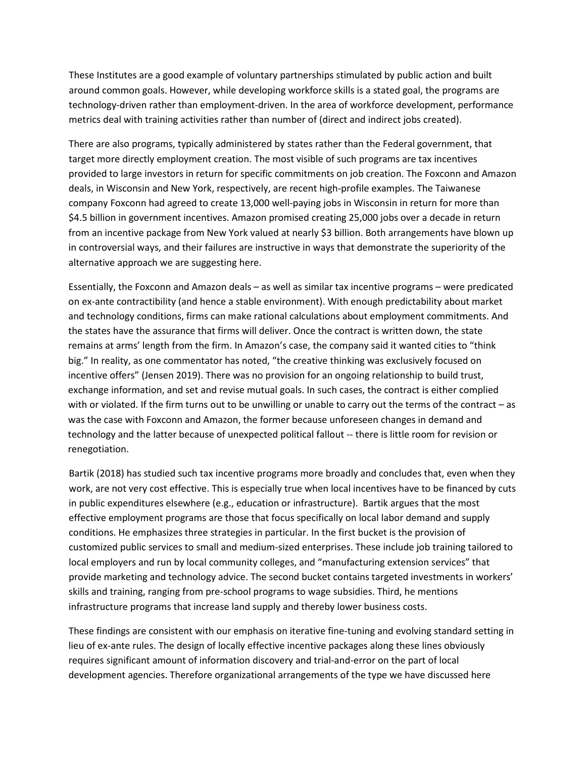These Institutes are a good example of voluntary partnerships stimulated by public action and built around common goals. However, while developing workforce skills is a stated goal, the programs are technology-driven rather than employment-driven. In the area of workforce development, performance metrics deal with training activities rather than number of (direct and indirect jobs created).

There are also programs, typically administered by states rather than the Federal government, that target more directly employment creation. The most visible of such programs are tax incentives provided to large investors in return for specific commitments on job creation. The Foxconn and Amazon deals, in Wisconsin and New York, respectively, are recent high-profile examples. The Taiwanese company Foxconn had agreed to create 13,000 well-paying jobs in Wisconsin in return for more than $4.5 billion in government incentives. Amazon promised creating 25,000 jobs over a decade in return from an incentive package from New York valued at nearly $3 billion. Both arrangements have blown up in controversial ways, and their failures are instructive in ways that demonstrate the superiority of the alternative approach we are suggesting here.

Essentially, the Foxconn and Amazon deals – as well as similar tax incentive programs – were predicated on ex-ante contractibility (and hence a stable environment). With enough predictability about market and technology conditions, firms can make rational calculations about employment commitments. And the states have the assurance that firms will deliver. Once the contract is written down, the state remains at arms' length from the firm. In Amazon's case, the company said it wanted cities to "think big." In reality, as one commentator has noted, "the creative thinking was exclusively focused on incentive offers" (Jensen 2019). There was no provision for an ongoing relationship to build trust, exchange information, and set and revise mutual goals. In such cases, the contract is either complied with or violated. If the firm turns out to be unwilling or unable to carry out the terms of the contract – as was the case with Foxconn and Amazon, the former because unforeseen changes in demand and technology and the latter because of unexpected political fallout -- there is little room for revision or renegotiation.

Bartik (2018) has studied such tax incentive programs more broadly and concludes that, even when they work, are not very cost effective. This is especially true when local incentives have to be financed by cuts in public expenditures elsewhere (e.g., education or infrastructure). Bartik argues that the most effective employment programs are those that focus specifically on local labor demand and supply conditions. He emphasizes three strategies in particular. In the first bucket is the provision of customized public services to small and medium-sized enterprises. These include job training tailored to local employers and run by local community colleges, and "manufacturing extension services" that provide marketing and technology advice. The second bucket contains targeted investments in workers' skills and training, ranging from pre-school programs to wage subsidies. Third, he mentions infrastructure programs that increase land supply and thereby lower business costs.

These findings are consistent with our emphasis on iterative fine-tuning and evolving standard setting in lieu of ex-ante rules. The design of locally effective incentive packages along these lines obviously requires significant amount of information discovery and trial-and-error on the part of local development agencies. Therefore organizational arrangements of the type we have discussed here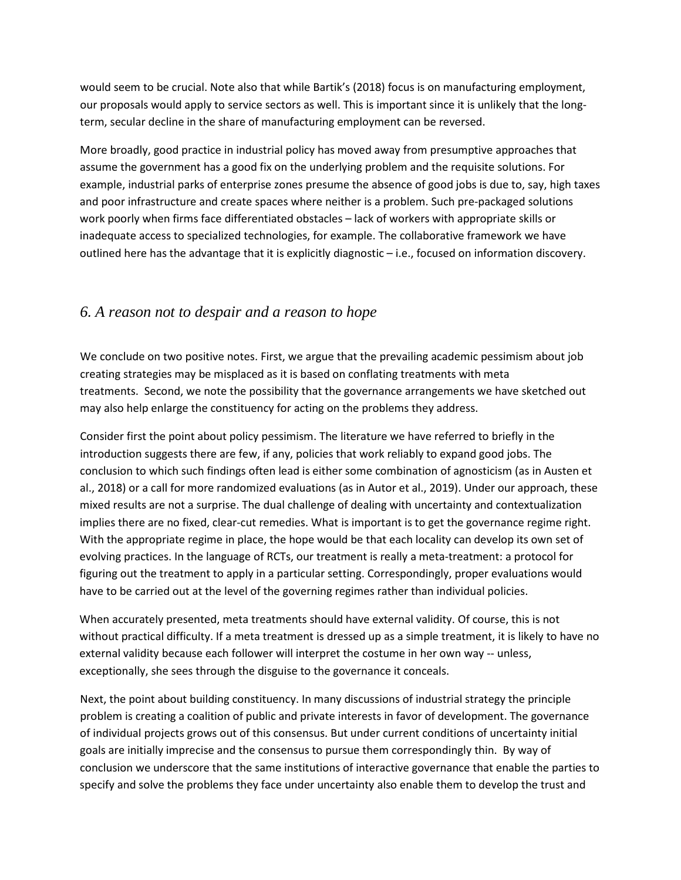would seem to be crucial. Note also that while Bartik's (2018) focus is on manufacturing employment, our proposals would apply to service sectors as well. This is important since it is unlikely that the long-term, secular decline in the share of manufacturing employment can be reversed.

More broadly, good practice in industrial policy has moved away from presumptive approaches that assume the government has a good fix on the underlying problem and the requisite solutions. For example, industrial parks of enterprise zones presume the absence of good jobs is due to, say, high taxes and poor infrastructure and create spaces where neither is a problem. Such pre-packaged solutions work poorly when firms face differentiated obstacles – lack of workers with appropriate skills or inadequate access to specialized technologies, for example. The collaborative framework we have outlined here has the advantage that it is explicitly diagnostic – i.e., focused on information discovery.

## *6. A reason not to despair and a reason to hope*

We conclude on two positive notes. First, we argue that the prevailing academic pessimism about job creating strategies may be misplaced as it is based on conflating treatments with meta treatments. Second, we note the possibility that the governance arrangements we have sketched out may also help enlarge the constituency for acting on the problems they address.

Consider first the point about policy pessimism. The literature we have referred to briefly in the introduction suggests there are few, if any, policies that work reliably to expand good jobs. The conclusion to which such findings often lead is either some combination of agnosticism (as in Austen et al., 2018) or a call for more randomized evaluations (as in Autor et al., 2019). Under our approach, these mixed results are not a surprise. The dual challenge of dealing with uncertainty and contextualization implies there are no fixed, clear-cut remedies. What is important is to get the governance regime right. With the appropriate regime in place, the hope would be that each locality can develop its own set of evolving practices. In the language of RCTs, our treatment is really a meta-treatment: a protocol for figuring out the treatment to apply in a particular setting. Correspondingly, proper evaluations would have to be carried out at the level of the governing regimes rather than individual policies.

When accurately presented, meta treatments should have external validity. Of course, this is not without practical difficulty. If a meta treatment is dressed up as a simple treatment, it is likely to have no external validity because each follower will interpret the costume in her own way -- unless, exceptionally, she sees through the disguise to the governance it conceals.

Next, the point about building constituency. In many discussions of industrial strategy the principle problem is creating a coalition of public and private interests in favor of development. The governance of individual projects grows out of this consensus. But under current conditions of uncertainty initial goals are initially imprecise and the consensus to pursue them correspondingly thin. By way of conclusion we underscore that the same institutions of interactive governance that enable the parties to specify and solve the problems they face under uncertainty also enable them to develop the trust and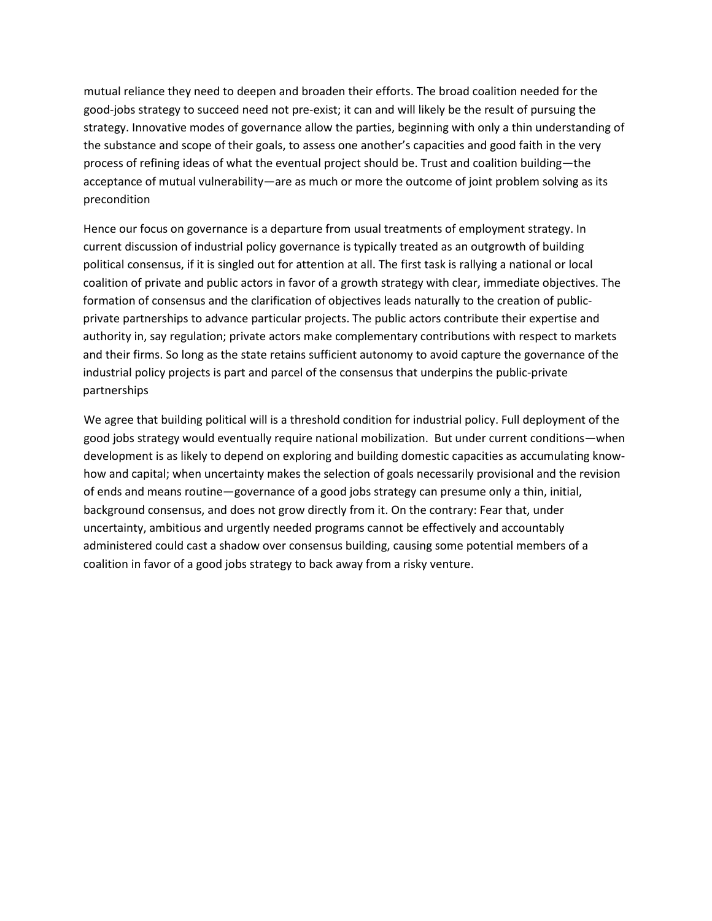mutual reliance they need to deepen and broaden their efforts. The broad coalition needed for the good-jobs strategy to succeed need not pre-exist; it can and will likely be the result of pursuing the strategy. Innovative modes of governance allow the parties, beginning with only a thin understanding of the substance and scope of their goals, to assess one another's capacities and good faith in the very process of refining ideas of what the eventual project should be. Trust and coalition building—the acceptance of mutual vulnerability—are as much or more the outcome of joint problem solving as its precondition

Hence our focus on governance is a departure from usual treatments of employment strategy. In current discussion of industrial policy governance is typically treated as an outgrowth of building political consensus, if it is singled out for attention at all. The first task is rallying a national or local coalition of private and public actors in favor of a growth strategy with clear, immediate objectives. The formation of consensus and the clarification of objectives leads naturally to the creation of public-private partnerships to advance particular projects. The public actors contribute their expertise and authority in, say regulation; private actors make complementary contributions with respect to markets and their firms. So long as the state retains sufficient autonomy to avoid capture the governance of the industrial policy projects is part and parcel of the consensus that underpins the public-private partnerships

We agree that building political will is a threshold condition for industrial policy. Full deployment of the good jobs strategy would eventually require national mobilization. But under current conditions—when development is as likely to depend on exploring and building domestic capacities as accumulating know-how and capital; when uncertainty makes the selection of goals necessarily provisional and the revision of ends and means routine—governance of a good jobs strategy can presume only a thin, initial, background consensus, and does not grow directly from it. On the contrary: Fear that, under uncertainty, ambitious and urgently needed programs cannot be effectively and accountably administered could cast a shadow over consensus building, causing some potential members of a coalition in favor of a good jobs strategy to back away from a risky venture.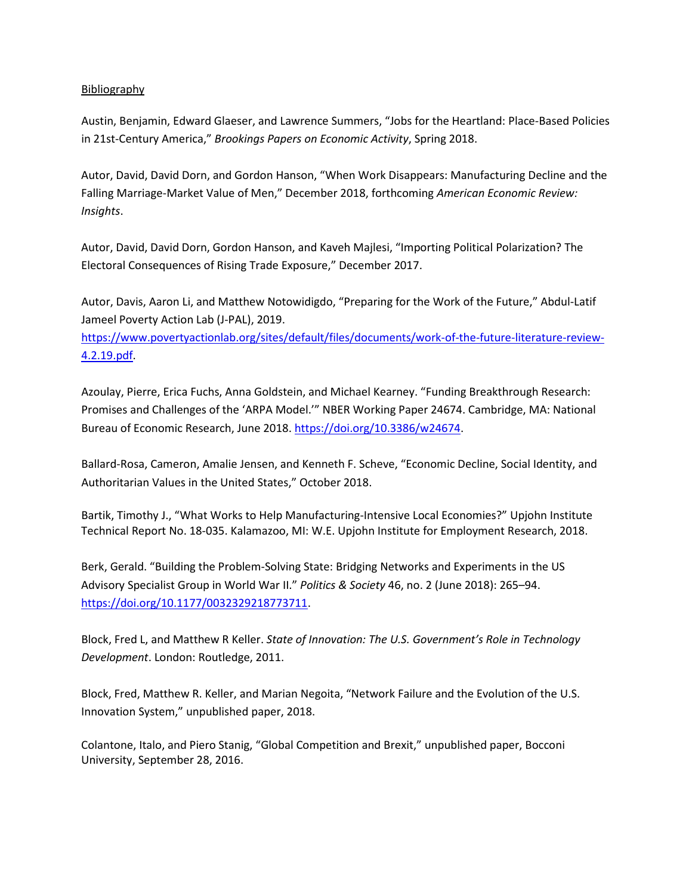Bibliography

Austin, Benjamin, Edward Glaeser, and Lawrence Summers, "Jobs for the Heartland: Place-Based Policies in 21st-Century America," *Brookings Papers on Economic Activity*, Spring 2018.

Autor, David, David Dorn, and Gordon Hanson, "When Work Disappears: Manufacturing Decline and the Falling Marriage-Market Value of Men," December 2018, forthcoming *American Economic Review: Insights*.

Autor, David, David Dorn, Gordon Hanson, and Kaveh Majlesi, "Importing Political Polarization? The Electoral Consequences of Rising Trade Exposure," December 2017.

Autor, Davis, Aaron Li, and Matthew Notowidigdo, "Preparing for the Work of the Future," Abdul-Latif Jameel Poverty Action Lab (J-PAL), 2019. https://www.povertyactionlab.org/sites/default/files/documents/work-of-the-future-literature-review-4.2.19.pdf.

Azoulay, Pierre, Erica Fuchs, Anna Goldstein, and Michael Kearney. "Funding Breakthrough Research: Promises and Challenges of the 'ARPA Model.'" NBER Working Paper 24674. Cambridge, MA: National Bureau of Economic Research, June 2018. https://doi.org/10.3386/w24674.

Ballard-Rosa, Cameron, Amalie Jensen, and Kenneth F. Scheve, "Economic Decline, Social Identity, and Authoritarian Values in the United States," October 2018.

Bartik, Timothy J., "What Works to Help Manufacturing-Intensive Local Economies?" Upjohn Institute Technical Report No. 18-035. Kalamazoo, MI: W.E. Upjohn Institute for Employment Research, 2018.

Berk, Gerald. "Building the Problem-Solving State: Bridging Networks and Experiments in the US Advisory Specialist Group in World War II." *Politics & Society* 46, no. 2 (June 2018): 265–94. https://doi.org/10.1177/0032329218773711.

Block, Fred L, and Matthew R Keller. *State of Innovation: The U.S. Government's Role in Technology Development*. London: Routledge, 2011.

Block, Fred, Matthew R. Keller, and Marian Negoita, "Network Failure and the Evolution of the U.S. Innovation System," unpublished paper, 2018.

Colantone, Italo, and Piero Stanig, "Global Competition and Brexit," unpublished paper, Bocconi University, September 28, 2016.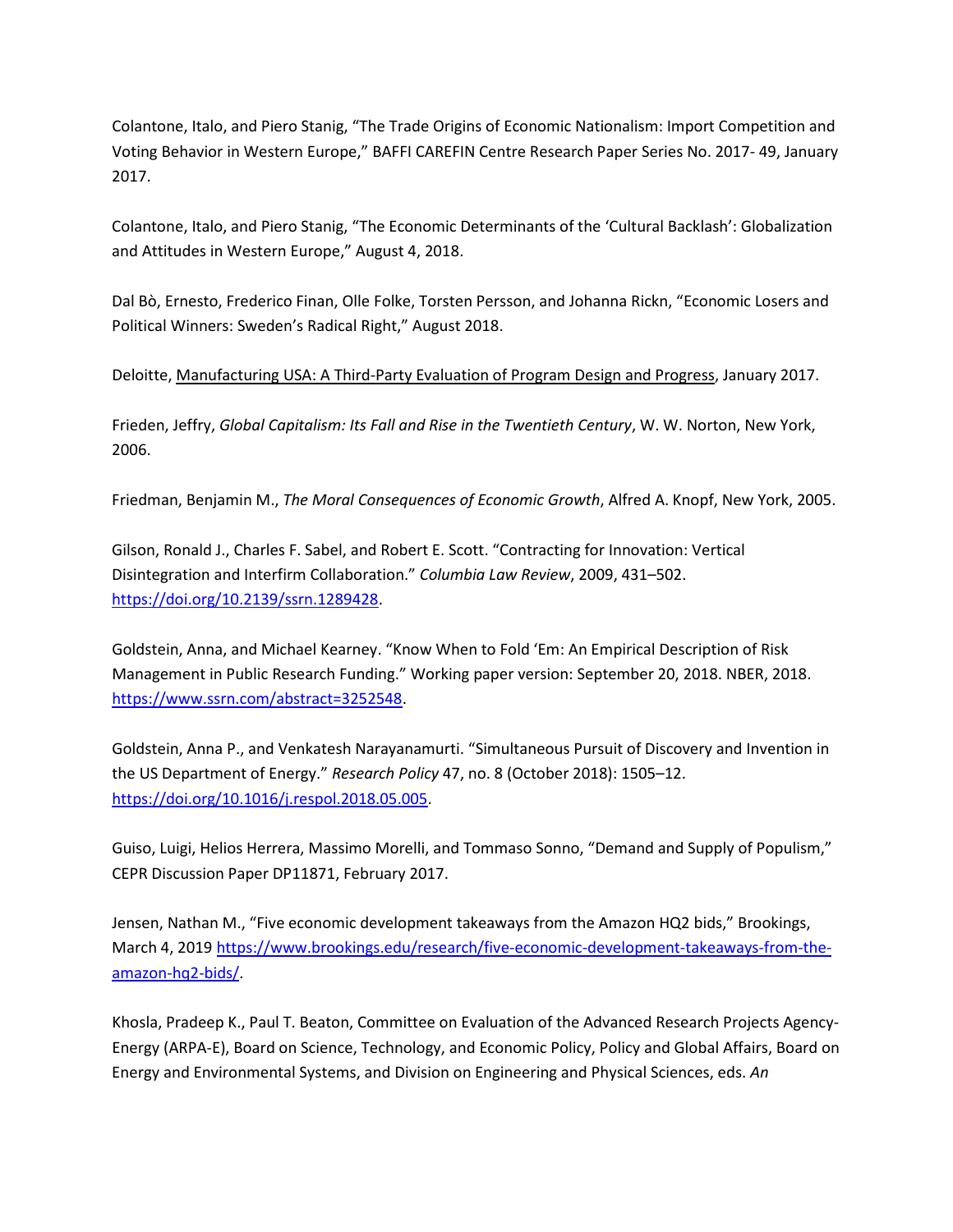Colantone, Italo, and Piero Stanig, "The Trade Origins of Economic Nationalism: Import Competition and Voting Behavior in Western Europe," BAFFI CAREFIN Centre Research Paper Series No. 2017- 49, January 2017.

Colantone, Italo, and Piero Stanig, "The Economic Determinants of the 'Cultural Backlash': Globalization and Attitudes in Western Europe," August 4, 2018.

Dal Bò, Ernesto, Frederico Finan, Olle Folke, Torsten Persson, and Johanna Rickn, "Economic Losers and Political Winners: Sweden's Radical Right," August 2018.

Deloitte, Manufacturing USA: A Third-Party Evaluation of Program Design and Progress, January 2017.

Frieden, Jeffry, *Global Capitalism: Its Fall and Rise in the Twentieth Century*, W. W. Norton, New York, 2006.

Friedman, Benjamin M., *The Moral Consequences of Economic Growth*, Alfred A. Knopf, New York, 2005.

Gilson, Ronald J., Charles F. Sabel, and Robert E. Scott. "Contracting for Innovation: Vertical Disintegration and Interfirm Collaboration." *Columbia Law Review*, 2009, 431–502. https://doi.org/10.2139/ssrn.1289428.

Goldstein, Anna, and Michael Kearney. "Know When to Fold 'Em: An Empirical Description of Risk Management in Public Research Funding." Working paper version: September 20, 2018. NBER, 2018. https://www.ssrn.com/abstract=3252548.

Goldstein, Anna P., and Venkatesh Narayanamurti. "Simultaneous Pursuit of Discovery and Invention in the US Department of Energy." *Research Policy* 47, no. 8 (October 2018): 1505–12. https://doi.org/10.1016/j.respol.2018.05.005.

Guiso, Luigi, Helios Herrera, Massimo Morelli, and Tommaso Sonno, "Demand and Supply of Populism," CEPR Discussion Paper DP11871, February 2017.

Jensen, Nathan M., "Five economic development takeaways from the Amazon HQ2 bids," Brookings, March 4, 2019 https://www.brookings.edu/research/five-economic-development-takeaways-from-the-amazon-hq2-bids/.

Khosla, Pradeep K., Paul T. Beaton, Committee on Evaluation of the Advanced Research Projects Agency-Energy (ARPA-E), Board on Science, Technology, and Economic Policy, Policy and Global Affairs, Board on Energy and Environmental Systems, and Division on Engineering and Physical Sciences, eds. *An*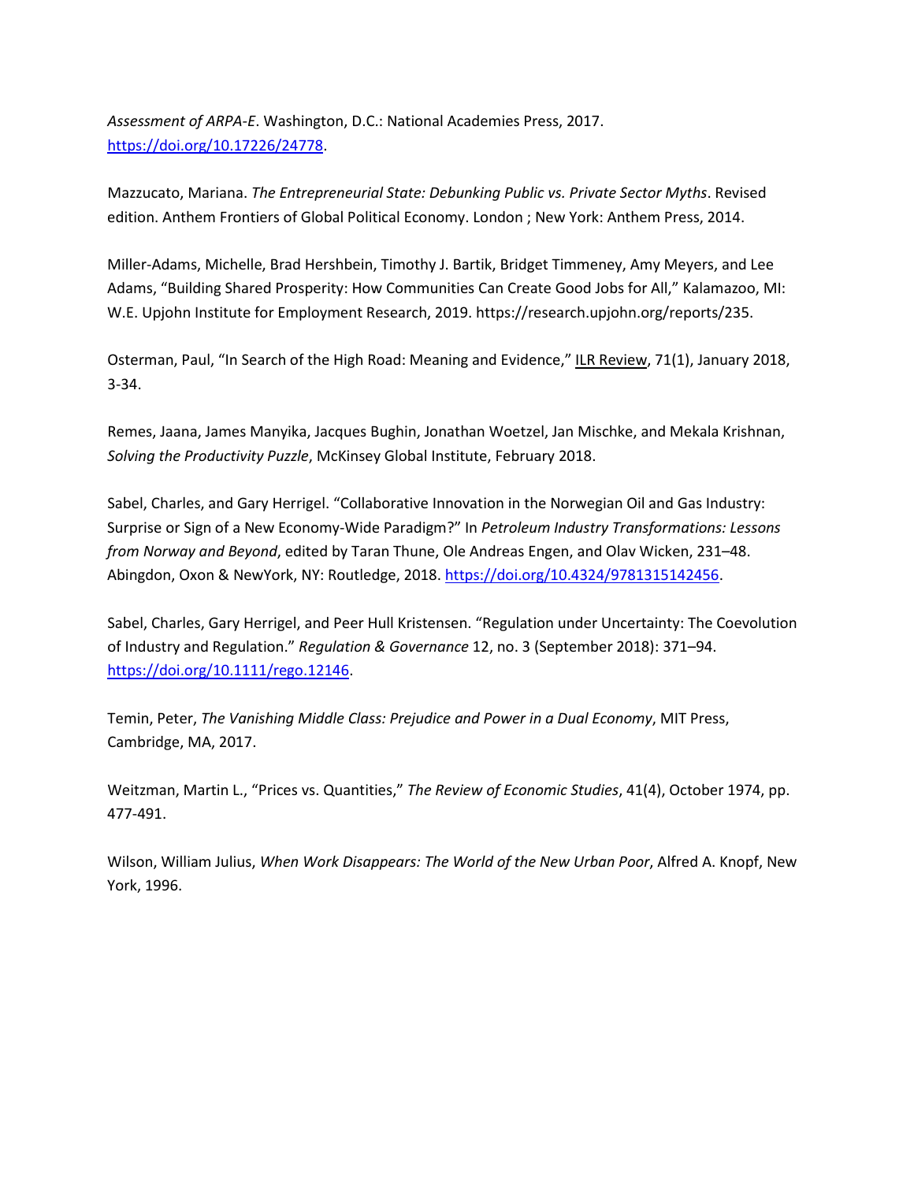*Assessment of ARPA-E*. Washington, D.C.: National Academies Press, 2017. https://doi.org/10.17226/24778.

Mazzucato, Mariana. *The Entrepreneurial State: Debunking Public vs. Private Sector Myths*. Revised edition. Anthem Frontiers of Global Political Economy. London ; New York: Anthem Press, 2014.

Miller-Adams, Michelle, Brad Hershbein, Timothy J. Bartik, Bridget Timmeney, Amy Meyers, and Lee Adams, "Building Shared Prosperity: How Communities Can Create Good Jobs for All," Kalamazoo, MI: W.E. Upjohn Institute for Employment Research, 2019. https://research.upjohn.org/reports/235.

Osterman, Paul, "In Search of the High Road: Meaning and Evidence," ILR Review, 71(1), January 2018, 3-34.

Remes, Jaana, James Manyika, Jacques Bughin, Jonathan Woetzel, Jan Mischke, and Mekala Krishnan, *Solving the Productivity Puzzle*, McKinsey Global Institute, February 2018.

Sabel, Charles, and Gary Herrigel. "Collaborative Innovation in the Norwegian Oil and Gas Industry: Surprise or Sign of a New Economy-Wide Paradigm?" In *Petroleum Industry Transformations: Lessons from Norway and Beyond*, edited by Taran Thune, Ole Andreas Engen, and Olav Wicken, 231–48. Abingdon, Oxon & NewYork, NY: Routledge, 2018. https://doi.org/10.4324/9781315142456.

Sabel, Charles, Gary Herrigel, and Peer Hull Kristensen. "Regulation under Uncertainty: The Coevolution of Industry and Regulation." *Regulation & Governance* 12, no. 3 (September 2018): 371–94. https://doi.org/10.1111/rego.12146.

Temin, Peter, *The Vanishing Middle Class: Prejudice and Power in a Dual Economy*, MIT Press, Cambridge, MA, 2017.

Weitzman, Martin L., "Prices vs. Quantities," *The Review of Economic Studies*, 41(4), October 1974, pp. 477-491.

Wilson, William Julius, *When Work Disappears: The World of the New Urban Poor*, Alfred A. Knopf, New York, 1996.